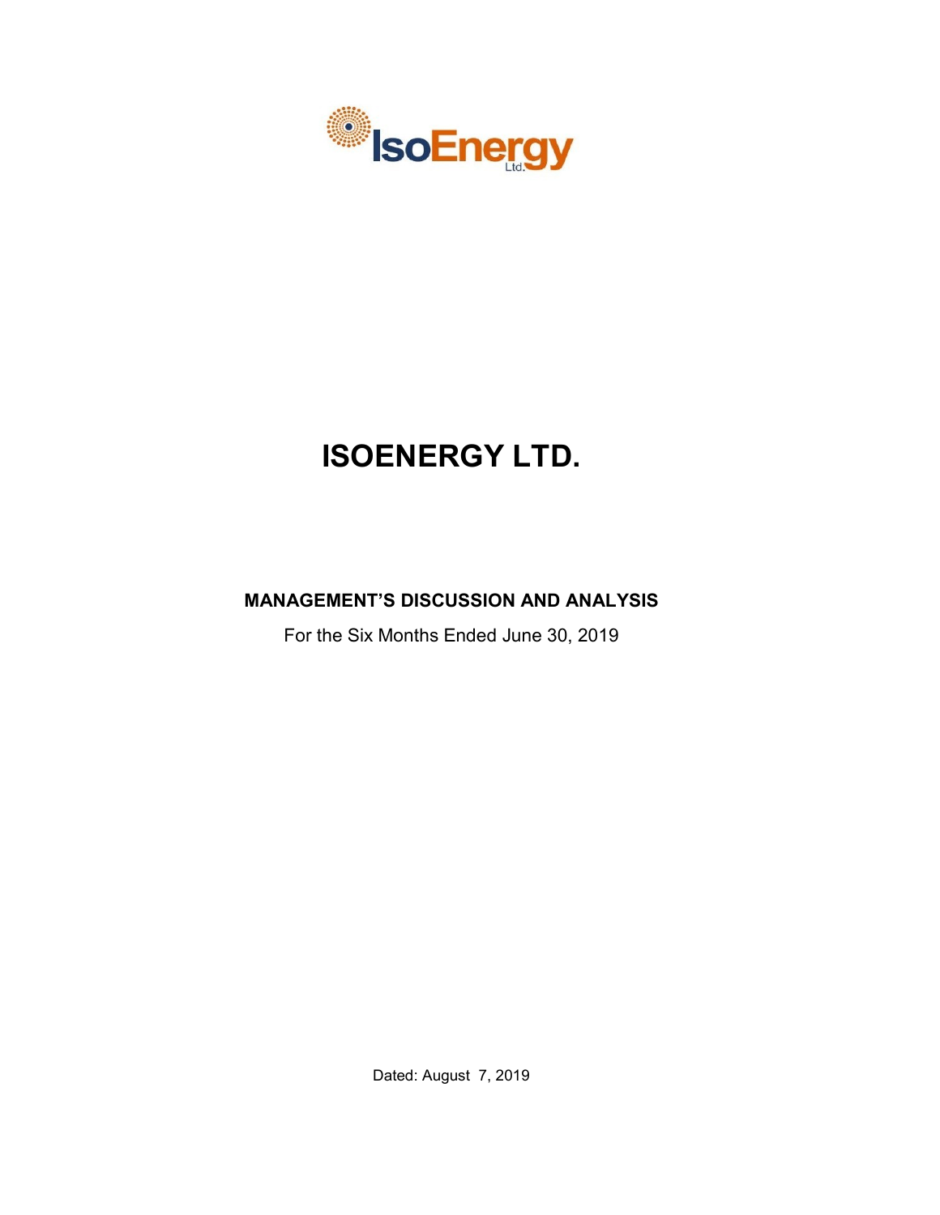# ISOENERGY LTD.

## MANAGEMENT'S DISCUSSION AND ANALYSIS

For the Six Months Ended June 30, 2019

Dated: August 7, 2019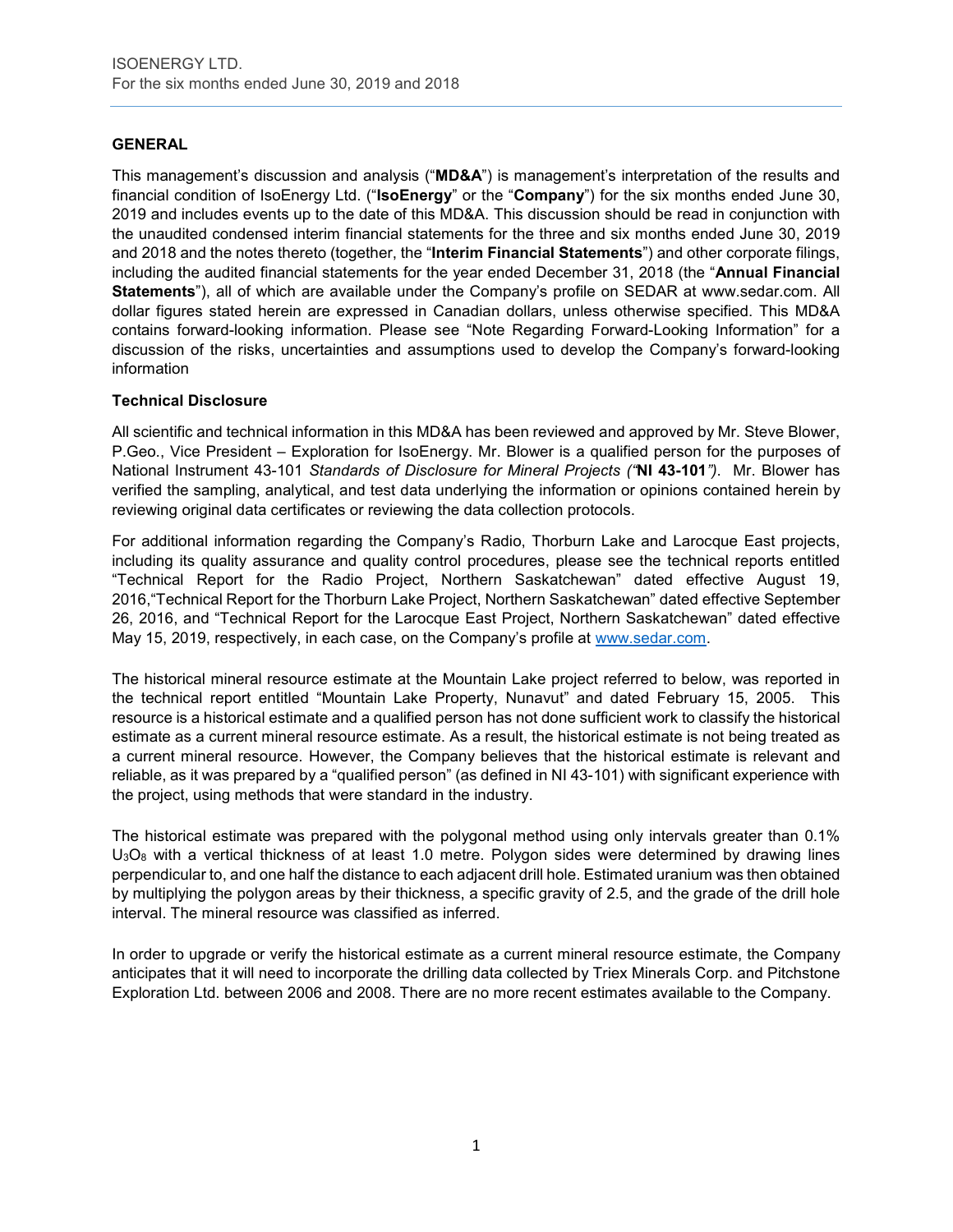## GENERAL

This management's discussion and analysis ("**MD&A**") is management's interpretation of the results and financial condition of IsoEnergy Ltd. ("**IsoEnergy**" or the "**Company**") for the six months ended June 30, 2019 and includes events up to the date of this MD&A. This discussion should be read in conjunction with the unaudited condensed interim financial statements for the three and six months ended June 30, 2019 and 2018 and the notes thereto (together, the "**Interim Financial Statements**") and other corporate filings, including the audited financial statements for the year ended December 31, 2018 (the "**Annual Financial Statements**"), all of which are available under the Company's profile on SEDAR at www.sedar.com. All dollar figures stated herein are expressed in Canadian dollars, unless otherwise specified. This MD&A contains forward-looking information. Please see "Note Regarding Forward-Looking Information" for a discussion of the risks, uncertainties and assumptions used to develop the Company's forward-looking information

### Technical Disclosure

All scientific and technical information in this MD&A has been reviewed and approved by Mr. Steve Blower, P.Geo., Vice President – Exploration for IsoEnergy. Mr. Blower is a qualified person for the purposes of National Instrument 43-101 *Standards of Disclosure for Mineral Projects ("***NI 43-101***")*. Mr. Blower has verified the sampling, analytical, and test data underlying the information or opinions contained herein by reviewing original data certificates or reviewing the data collection protocols.

For additional information regarding the Company's Radio, Thorburn Lake and Larocque East projects, including its quality assurance and quality control procedures, please see the technical reports entitled "Technical Report for the Radio Project, Northern Saskatchewan" dated effective August 19, 2016,"Technical Report for the Thorburn Lake Project, Northern Saskatchewan" dated effective September 26, 2016, and "Technical Report for the Larocque East Project, Northern Saskatchewan" dated effective May 15, 2019, respectively, in each case, on the Company's profile at www.sedar.com.

The historical mineral resource estimate at the Mountain Lake project referred to below, was reported in the technical report entitled "Mountain Lake Property, Nunavut" and dated February 15, 2005. This resource is a historical estimate and a qualified person has not done sufficient work to classify the historical estimate as a current mineral resource estimate. As a result, the historical estimate is not being treated as a current mineral resource. However, the Company believes that the historical estimate is relevant and reliable, as it was prepared by a "qualified person" (as defined in NI 43-101) with significant experience with the project, using methods that were standard in the industry.

The historical estimate was prepared with the polygonal method using only intervals greater than 0.1% $U_3O_8$ with a vertical thickness of at least 1.0 metre. Polygon sides were determined by drawing lines perpendicular to, and one half the distance to each adjacent drill hole. Estimated uranium was then obtained by multiplying the polygon areas by their thickness, a specific gravity of 2.5, and the grade of the drill hole interval. The mineral resource was classified as inferred.

In order to upgrade or verify the historical estimate as a current mineral resource estimate, the Company anticipates that it will need to incorporate the drilling data collected by Triex Minerals Corp. and Pitchstone Exploration Ltd. between 2006 and 2008. There are no more recent estimates available to the Company.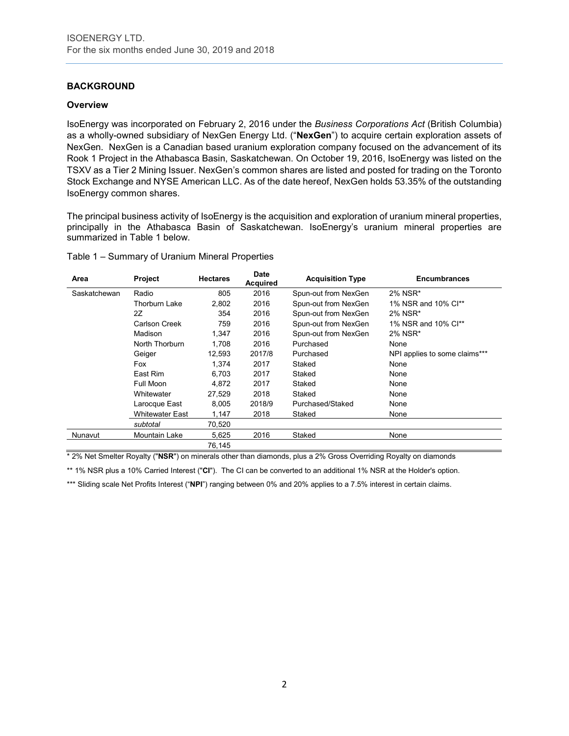## BACKGROUND

### Overview

IsoEnergy was incorporated on February 2, 2016 under the *Business Corporations Act* (British Columbia) as a wholly-owned subsidiary of NexGen Energy Ltd. ("**NexGen**") to acquire certain exploration assets of NexGen. NexGen is a Canadian based uranium exploration company focused on the advancement of its Rook 1 Project in the Athabasca Basin, Saskatchewan. On October 19, 2016, IsoEnergy was listed on the TSXV as a Tier 2 Mining Issuer. NexGen's common shares are listed and posted for trading on the Toronto Stock Exchange and NYSE American LLC. As of the date hereof, NexGen holds 53.35% of the outstanding IsoEnergy common shares.

The principal business activity of IsoEnergy is the acquisition and exploration of uranium mineral properties, principally in the Athabasca Basin of Saskatchewan. IsoEnergy's uranium mineral properties are summarized in Table 1 below.

Table 1 – Summary of Uranium Mineral Properties

| Area | Project | Hectares | Date Acquired | Acquisition Type | Encumbrances |
|---|---|---|---|---|---|
| Saskatchewan | Radio | 805 | 2016 | Spun-out from NexGen | 2% NSR* |
| | Thorburn Lake | 2,802 | 2016 | Spun-out from NexGen | 1% NSR and 10% CI** |
| | 2Z | 354 | 2016 | Spun-out from NexGen | 2% NSR* |
| | Carlson Creek | 759 | 2016 | Spun-out from NexGen | 1% NSR and 10% CI** |
| | Madison | 1,347 | 2016 | Spun-out from NexGen | 2% NSR* |
| | North Thorburn | 1,708 | 2016 | Purchased | None |
| | Geiger | 12,593 | 2017/8 | Purchased | NPI applies to some claims*** |
| | Fox | 1,374 | 2017 | Staked | None |
| | East Rim | 6,703 | 2017 | Staked | None |
| | Full Moon | 4,872 | 2017 | Staked | None |
| | Whitewater | 27,529 | 2018 | Staked | None |
| | Larocque East | 8,005 | 2018/9 | Purchased/Staked | None |
| | Whitewater East | 1,147 | 2018 | Staked | None |
| | *subtotal* | 70,520 | | | |
| Nunavut | Mountain Lake | 5,625 | 2016 | Staked | None |
| | | 76,145 | | | |

\* 2% Net Smelter Royalty ("**NSR**") on minerals other than diamonds, plus a 2% Gross Overriding Royalty on diamonds

\*\* 1% NSR plus a 10% Carried Interest ("**CI**"). The CI can be converted to an additional 1% NSR at the Holder's option.

\*\*\* Sliding scale Net Profits Interest ("**NPI**") ranging between 0% and 20% applies to a 7.5% interest in certain claims.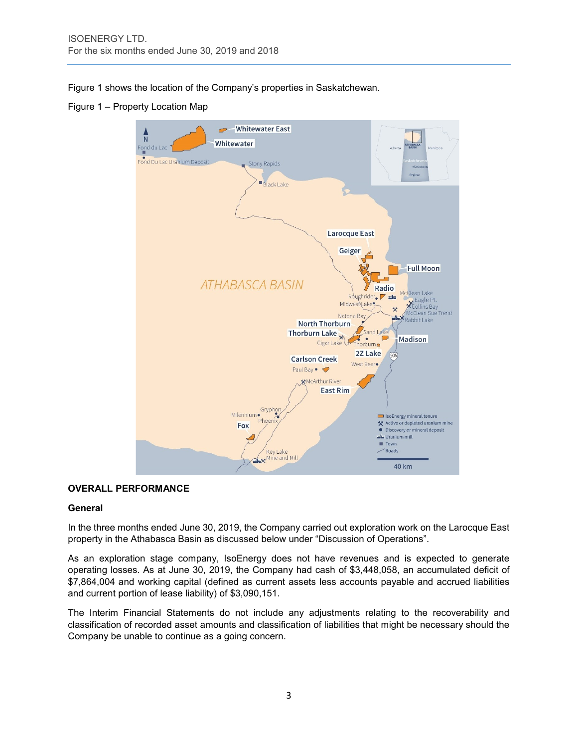Figure 1 shows the location of the Company's properties in Saskatchewan.

Figure 1 – Property Location Map

## OVERALL PERFORMANCE

### General

In the three months ended June 30, 2019, the Company carried out exploration work on the Larocque East property in the Athabasca Basin as discussed below under "Discussion of Operations".

As an exploration stage company, IsoEnergy does not have revenues and is expected to generate operating losses. As at June 30, 2019, the Company had cash of $3,448,058, an accumulated deficit of $7,864,004 and working capital (defined as current assets less accounts payable and accrued liabilities and current portion of lease liability) of $3,090,151.

The Interim Financial Statements do not include any adjustments relating to the recoverability and classification of recorded asset amounts and classification of liabilities that might be necessary should the Company be unable to continue as a going concern.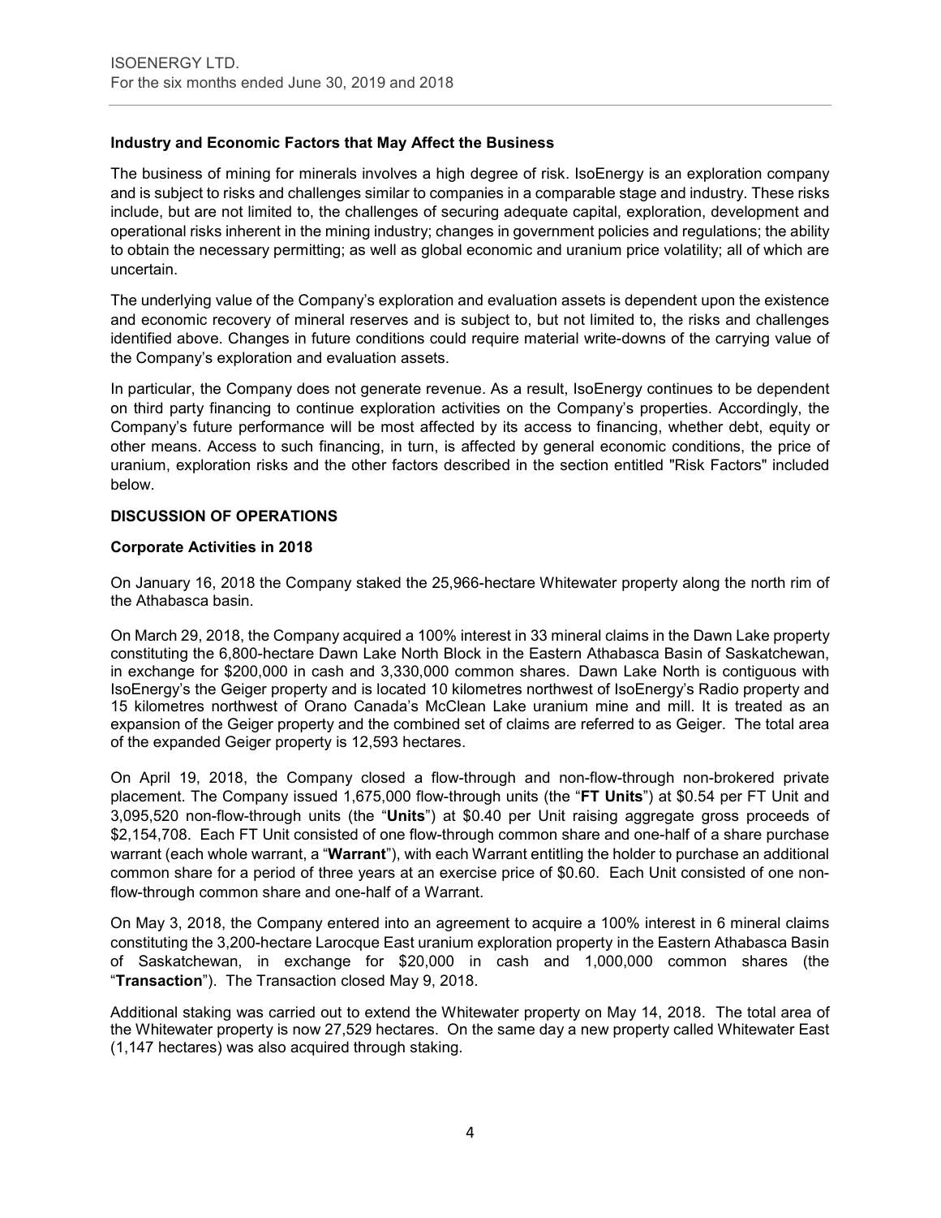### Industry and Economic Factors that May Affect the Business

The business of mining for minerals involves a high degree of risk. IsoEnergy is an exploration company and is subject to risks and challenges similar to companies in a comparable stage and industry. These risks include, but are not limited to, the challenges of securing adequate capital, exploration, development and operational risks inherent in the mining industry; changes in government policies and regulations; the ability to obtain the necessary permitting; as well as global economic and uranium price volatility; all of which are uncertain.

The underlying value of the Company's exploration and evaluation assets is dependent upon the existence and economic recovery of mineral reserves and is subject to, but not limited to, the risks and challenges identified above. Changes in future conditions could require material write-downs of the carrying value of the Company's exploration and evaluation assets.

In particular, the Company does not generate revenue. As a result, IsoEnergy continues to be dependent on third party financing to continue exploration activities on the Company's properties. Accordingly, the Company's future performance will be most affected by its access to financing, whether debt, equity or other means. Access to such financing, in turn, is affected by general economic conditions, the price of uranium, exploration risks and the other factors described in the section entitled "Risk Factors" included below.

## DISCUSSION OF OPERATIONS

### Corporate Activities in 2018

On January 16, 2018 the Company staked the 25,966-hectare Whitewater property along the north rim of the Athabasca basin.

On March 29, 2018, the Company acquired a 100% interest in 33 mineral claims in the Dawn Lake property constituting the 6,800-hectare Dawn Lake North Block in the Eastern Athabasca Basin of Saskatchewan, in exchange for $200,000 in cash and 3,330,000 common shares. Dawn Lake North is contiguous with IsoEnergy's the Geiger property and is located 10 kilometres northwest of IsoEnergy's Radio property and 15 kilometres northwest of Orano Canada's McClean Lake uranium mine and mill. It is treated as an expansion of the Geiger property and the combined set of claims are referred to as Geiger. The total area of the expanded Geiger property is 12,593 hectares.

On April 19, 2018, the Company closed a flow-through and non-flow-through non-brokered private placement. The Company issued 1,675,000 flow-through units (the "**FT Units**") at $0.54 per FT Unit and 3,095,520 non-flow-through units (the "**Units**") at $0.40 per Unit raising aggregate gross proceeds of $2,154,708. Each FT Unit consisted of one flow-through common share and one-half of a share purchase warrant (each whole warrant, a "**Warrant**"), with each Warrant entitling the holder to purchase an additional common share for a period of three years at an exercise price of $0.60. Each Unit consisted of one non-flow-through common share and one-half of a Warrant.

On May 3, 2018, the Company entered into an agreement to acquire a 100% interest in 6 mineral claims constituting the 3,200-hectare Larocque East uranium exploration property in the Eastern Athabasca Basin of Saskatchewan, in exchange for $20,000 in cash and 1,000,000 common shares (the "**Transaction**"). The Transaction closed May 9, 2018.

Additional staking was carried out to extend the Whitewater property on May 14, 2018. The total area of the Whitewater property is now 27,529 hectares. On the same day a new property called Whitewater East (1,147 hectares) was also acquired through staking.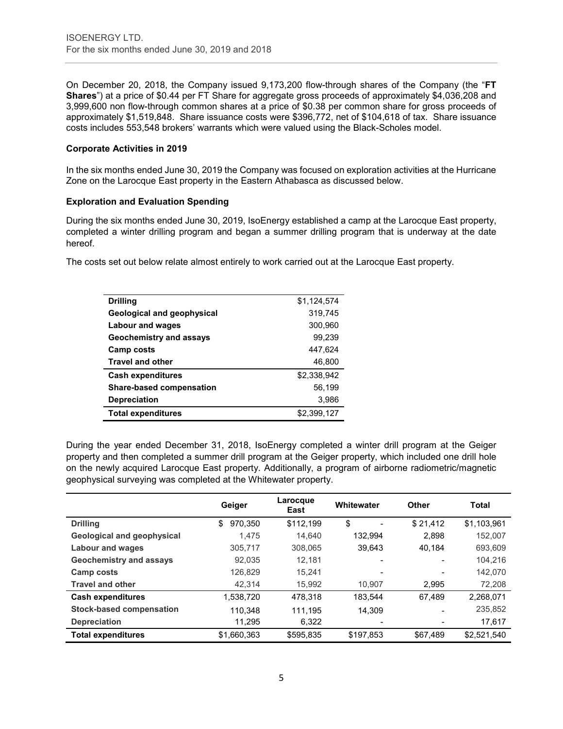On December 20, 2018, the Company issued 9,173,200 flow-through shares of the Company (the "**FT Shares**") at a price of $0.44 per FT Share for aggregate gross proceeds of approximately $4,036,208 and 3,999,600 non flow-through common shares at a price of $0.38 per common share for gross proceeds of approximately $1,519,848. Share issuance costs were $396,772, net of $104,618 of tax. Share issuance costs includes 553,548 brokers' warrants which were valued using the Black-Scholes model.

### Corporate Activities in 2019

In the six months ended June 30, 2019 the Company was focused on exploration activities at the Hurricane Zone on the Larocque East property in the Eastern Athabasca as discussed below.

### Exploration and Evaluation Spending

During the six months ended June 30, 2019, IsoEnergy established a camp at the Larocque East property, completed a winter drilling program and began a summer drilling program that is underway at the date hereof.

The costs set out below relate almost entirely to work carried out at the Larocque East property.

| | |
|---|---|
| **Drilling** | $1,124,574 |
| **Geological and geophysical** | 319,745 |
| **Labour and wages** | 300,960 |
| **Geochemistry and assays** | 99,239 |
| **Camp costs** | 447,624 |
| **Travel and other** | 46,800 |
| **Cash expenditures** | $2,338,942 |
| **Share-based compensation** | 56,199 |
| **Depreciation** | 3,986 |
| **Total expenditures** | $2,399,127 |

During the year ended December 31, 2018, IsoEnergy completed a winter drill program at the Geiger property and then completed a summer drill program at the Geiger property, which included one drill hole on the newly acquired Larocque East property. Additionally, a program of airborne radiometric/magnetic geophysical surveying was completed at the Whitewater property.

| | Geiger | Larocque East | Whitewater | Other | Total |
|---|---|---|---|---|---|
| **Drilling** | $ 970,350 | $112,199 | $ - | $ 21,412 | $1,103,961 |
| **Geological and geophysical** | 1,475 | 14,640 | 132,994 | 2,898 | 152,007 |
| **Labour and wages** | 305,717 | 308,065 | 39,643 | 40,184 | 693,609 |
| **Geochemistry and assays** | 92,035 | 12,181 | - | - | 104,216 |
| **Camp costs** | 126,829 | 15,241 | - | - | 142,070 |
| **Travel and other** | 42,314 | 15,992 | 10,907 | 2,995 | 72,208 |
| **Cash expenditures** | 1,538,720 | 478,318 | 183,544 | 67,489 | 2,268,071 |
| **Stock-based compensation** | 110,348 | 111,195 | 14,309 | - | 235,852 |
| **Depreciation** | 11,295 | 6,322 | - | - | 17,617 |
| **Total expenditures** | $1,660,363 | $595,835 | $197,853 | $67,489 | $2,521,540 |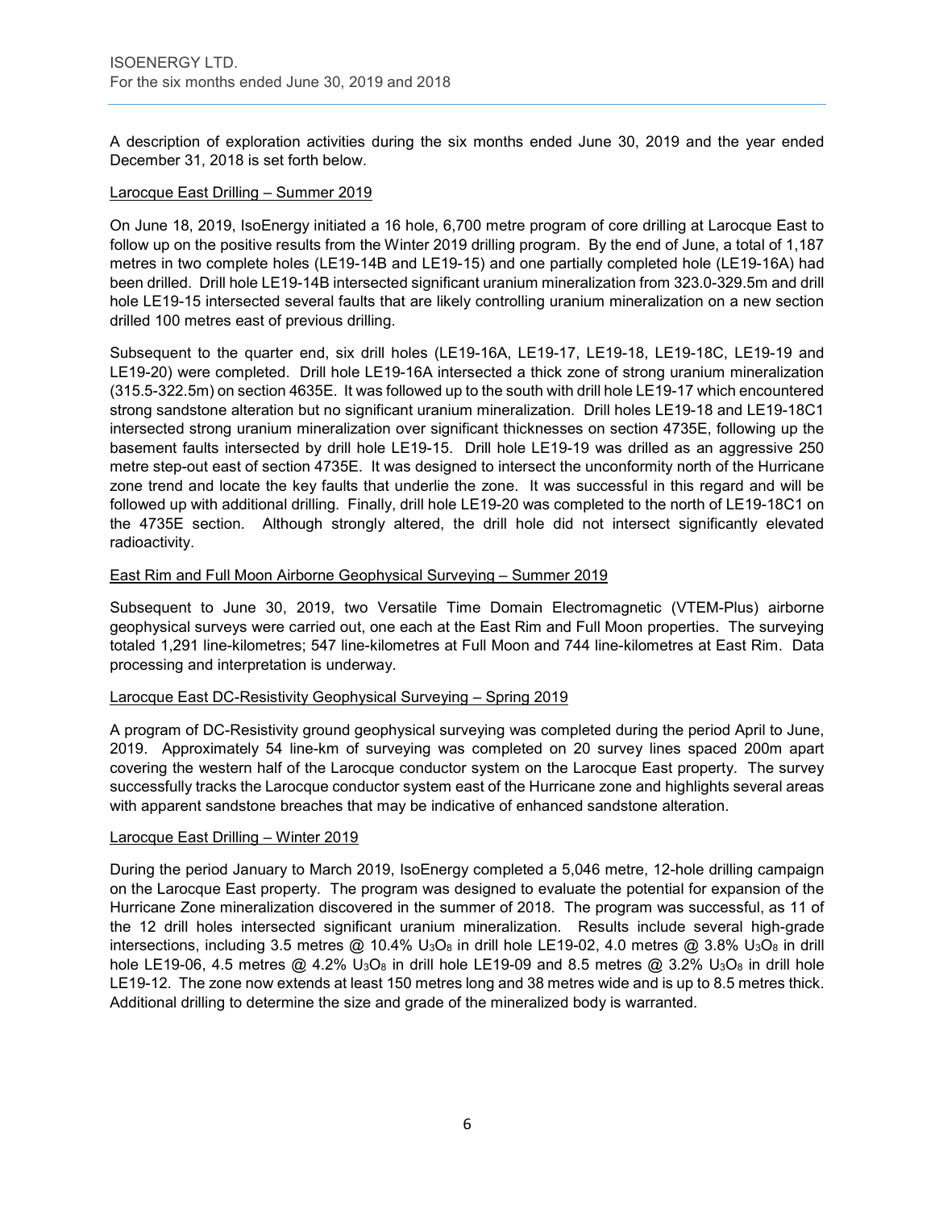A description of exploration activities during the six months ended June 30, 2019 and the year ended December 31, 2018 is set forth below.

Larocque East Drilling – Summer 2019

On June 18, 2019, IsoEnergy initiated a 16 hole, 6,700 metre program of core drilling at Larocque East to follow up on the positive results from the Winter 2019 drilling program. By the end of June, a total of 1,187 metres in two complete holes (LE19-14B and LE19-15) and one partially completed hole (LE19-16A) had been drilled. Drill hole LE19-14B intersected significant uranium mineralization from 323.0-329.5m and drill hole LE19-15 intersected several faults that are likely controlling uranium mineralization on a new section drilled 100 metres east of previous drilling.

Subsequent to the quarter end, six drill holes (LE19-16A, LE19-17, LE19-18, LE19-18C, LE19-19 and LE19-20) were completed. Drill hole LE19-16A intersected a thick zone of strong uranium mineralization (315.5-322.5m) on section 4635E. It was followed up to the south with drill hole LE19-17 which encountered strong sandstone alteration but no significant uranium mineralization. Drill holes LE19-18 and LE19-18C1 intersected strong uranium mineralization over significant thicknesses on section 4735E, following up the basement faults intersected by drill hole LE19-15. Drill hole LE19-19 was drilled as an aggressive 250 metre step-out east of section 4735E. It was designed to intersect the unconformity north of the Hurricane zone trend and locate the key faults that underlie the zone. It was successful in this regard and will be followed up with additional drilling. Finally, drill hole LE19-20 was completed to the north of LE19-18C1 on the 4735E section. Although strongly altered, the drill hole did not intersect significantly elevated radioactivity.

East Rim and Full Moon Airborne Geophysical Surveying – Summer 2019

Subsequent to June 30, 2019, two Versatile Time Domain Electromagnetic (VTEM-Plus) airborne geophysical surveys were carried out, one each at the East Rim and Full Moon properties. The surveying totaled 1,291 line-kilometres; 547 line-kilometres at Full Moon and 744 line-kilometres at East Rim. Data processing and interpretation is underway.

Larocque East DC-Resistivity Geophysical Surveying – Spring 2019

A program of DC-Resistivity ground geophysical surveying was completed during the period April to June, 2019. Approximately 54 line-km of surveying was completed on 20 survey lines spaced 200m apart covering the western half of the Larocque conductor system on the Larocque East property. The survey successfully tracks the Larocque conductor system east of the Hurricane zone and highlights several areas with apparent sandstone breaches that may be indicative of enhanced sandstone alteration.

Larocque East Drilling – Winter 2019

During the period January to March 2019, IsoEnergy completed a 5,046 metre, 12-hole drilling campaign on the Larocque East property. The program was designed to evaluate the potential for expansion of the Hurricane Zone mineralization discovered in the summer of 2018. The program was successful, as 11 of the 12 drill holes intersected significant uranium mineralization. Results include several high-grade intersections, including 3.5 metres @ 10.4% $U_3O_8$ in drill hole LE19-02, 4.0 metres @ 3.8% $U_3O_8$ in drill hole LE19-06, 4.5 metres @ 4.2% $U_3O_8$ in drill hole LE19-09 and 8.5 metres @ 3.2% $U_3O_8$ in drill hole LE19-12. The zone now extends at least 150 metres long and 38 metres wide and is up to 8.5 metres thick. Additional drilling to determine the size and grade of the mineralized body is warranted.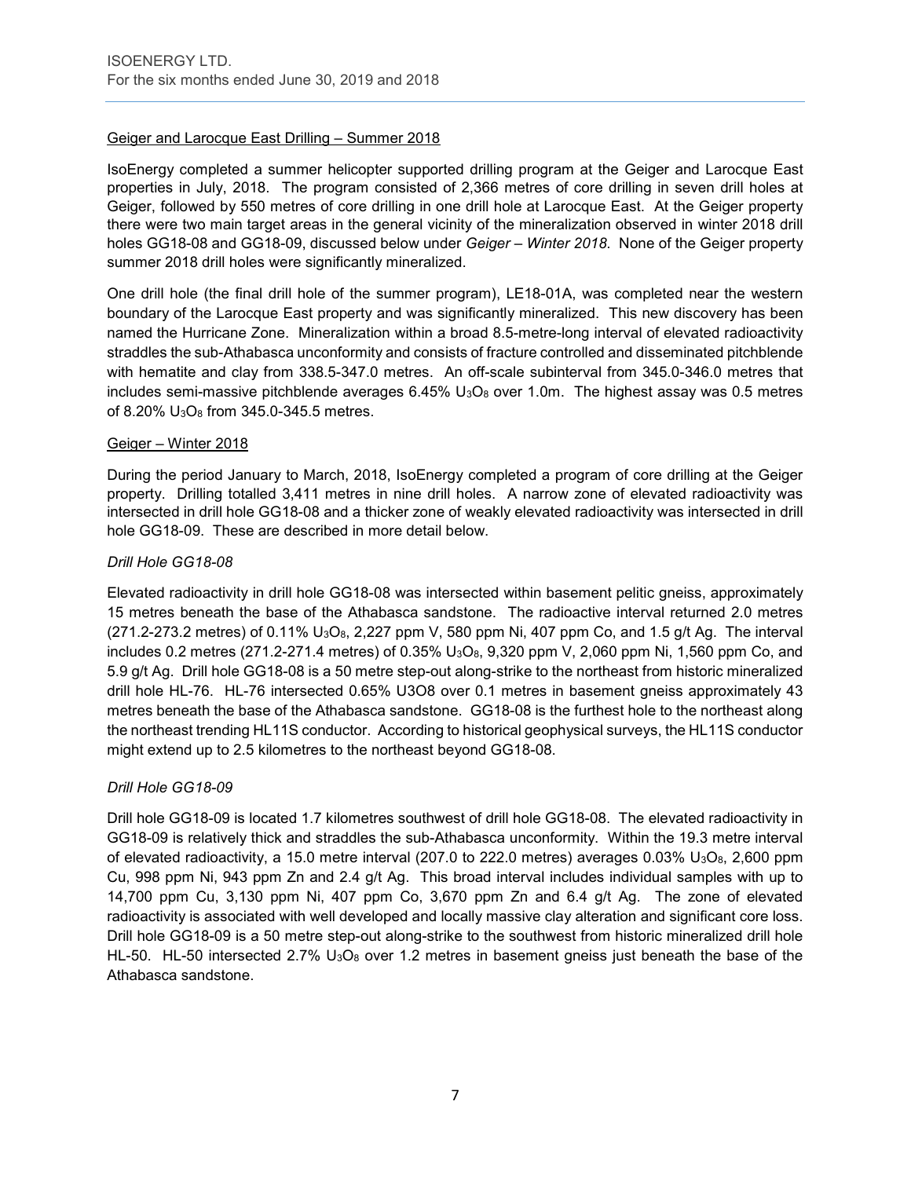Geiger and Larocque East Drilling – Summer 2018

IsoEnergy completed a summer helicopter supported drilling program at the Geiger and Larocque East properties in July, 2018. The program consisted of 2,366 metres of core drilling in seven drill holes at Geiger, followed by 550 metres of core drilling in one drill hole at Larocque East. At the Geiger property there were two main target areas in the general vicinity of the mineralization observed in winter 2018 drill holes GG18-08 and GG18-09, discussed below under *Geiger – Winter 2018*. None of the Geiger property summer 2018 drill holes were significantly mineralized.

One drill hole (the final drill hole of the summer program), LE18-01A, was completed near the western boundary of the Larocque East property and was significantly mineralized. This new discovery has been named the Hurricane Zone. Mineralization within a broad 8.5-metre-long interval of elevated radioactivity straddles the sub-Athabasca unconformity and consists of fracture controlled and disseminated pitchblende with hematite and clay from 338.5-347.0 metres. An off-scale subinterval from 345.0-346.0 metres that includes semi-massive pitchblende averages 6.45% $U_3O_8$ over 1.0m. The highest assay was 0.5 metres of 8.20% $U_3O_8$ from 345.0-345.5 metres.

Geiger – Winter 2018

During the period January to March, 2018, IsoEnergy completed a program of core drilling at the Geiger property. Drilling totalled 3,411 metres in nine drill holes. A narrow zone of elevated radioactivity was intersected in drill hole GG18-08 and a thicker zone of weakly elevated radioactivity was intersected in drill hole GG18-09. These are described in more detail below.

*Drill Hole GG18-08*

Elevated radioactivity in drill hole GG18-08 was intersected within basement pelitic gneiss, approximately 15 metres beneath the base of the Athabasca sandstone. The radioactive interval returned 2.0 metres (271.2-273.2 metres) of 0.11% $U_3O_8$, 2,227 ppm V, 580 ppm Ni, 407 ppm Co, and 1.5 g/t Ag. The interval includes 0.2 metres (271.2-271.4 metres) of 0.35% $U_3O_8$, 9,320 ppm V, 2,060 ppm Ni, 1,560 ppm Co, and 5.9 g/t Ag. Drill hole GG18-08 is a 50 metre step-out along-strike to the northeast from historic mineralized drill hole HL-76. HL-76 intersected 0.65% U3O8 over 0.1 metres in basement gneiss approximately 43 metres beneath the base of the Athabasca sandstone. GG18-08 is the furthest hole to the northeast along the northeast trending HL11S conductor. According to historical geophysical surveys, the HL11S conductor might extend up to 2.5 kilometres to the northeast beyond GG18-08.

*Drill Hole GG18-09*

Drill hole GG18-09 is located 1.7 kilometres southwest of drill hole GG18-08. The elevated radioactivity in GG18-09 is relatively thick and straddles the sub-Athabasca unconformity. Within the 19.3 metre interval of elevated radioactivity, a 15.0 metre interval (207.0 to 222.0 metres) averages 0.03% $U_3O_8$, 2,600 ppm Cu, 998 ppm Ni, 943 ppm Zn and 2.4 g/t Ag. This broad interval includes individual samples with up to 14,700 ppm Cu, 3,130 ppm Ni, 407 ppm Co, 3,670 ppm Zn and 6.4 g/t Ag. The zone of elevated radioactivity is associated with well developed and locally massive clay alteration and significant core loss. Drill hole GG18-09 is a 50 metre step-out along-strike to the southwest from historic mineralized drill hole HL-50. HL-50 intersected 2.7% $U_3O_8$ over 1.2 metres in basement gneiss just beneath the base of the Athabasca sandstone.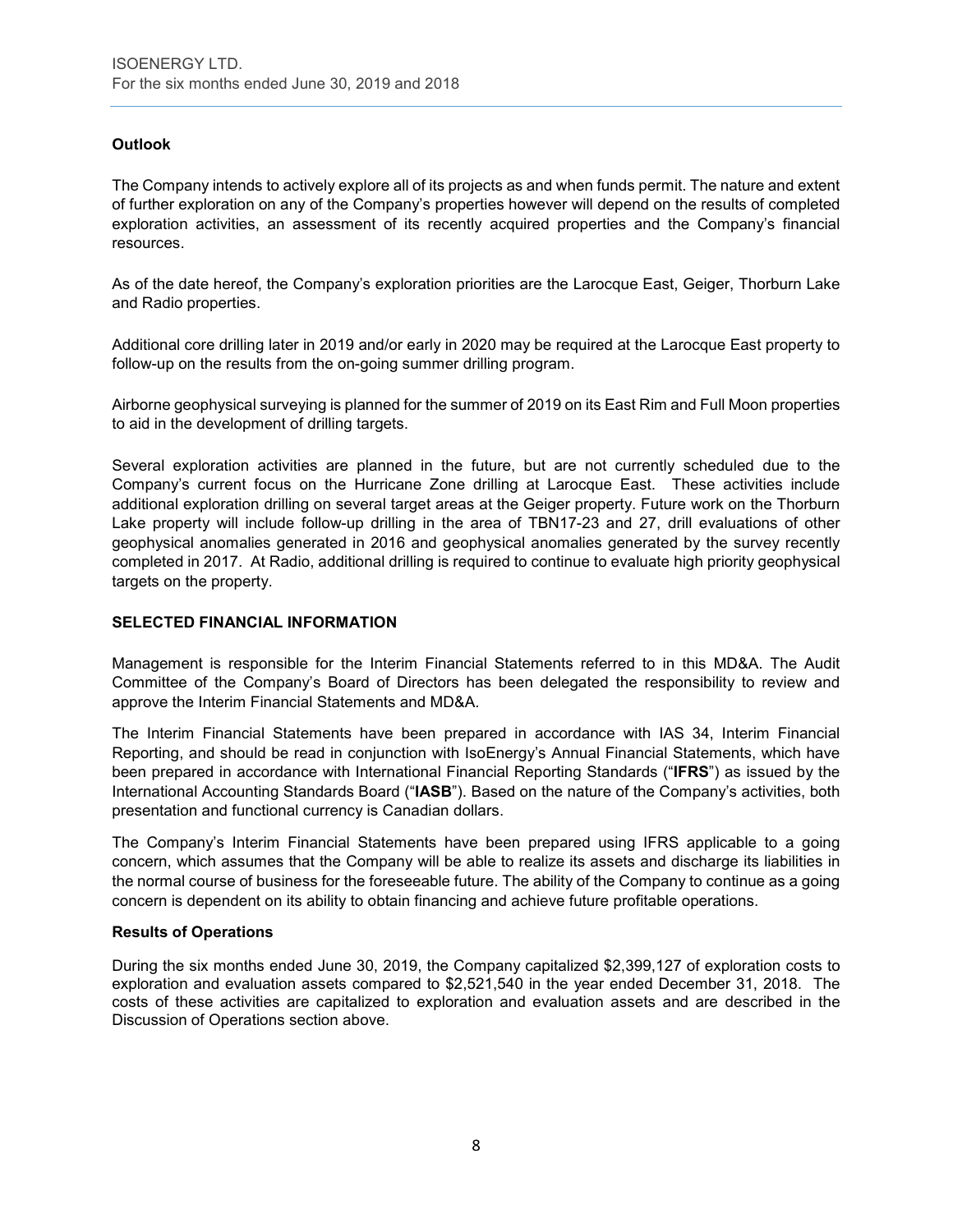### Outlook

The Company intends to actively explore all of its projects as and when funds permit. The nature and extent of further exploration on any of the Company's properties however will depend on the results of completed exploration activities, an assessment of its recently acquired properties and the Company's financial resources.

As of the date hereof, the Company's exploration priorities are the Larocque East, Geiger, Thorburn Lake and Radio properties.

Additional core drilling later in 2019 and/or early in 2020 may be required at the Larocque East property to follow-up on the results from the on-going summer drilling program.

Airborne geophysical surveying is planned for the summer of 2019 on its East Rim and Full Moon properties to aid in the development of drilling targets.

Several exploration activities are planned in the future, but are not currently scheduled due to the Company's current focus on the Hurricane Zone drilling at Larocque East. These activities include additional exploration drilling on several target areas at the Geiger property. Future work on the Thorburn Lake property will include follow-up drilling in the area of TBN17-23 and 27, drill evaluations of other geophysical anomalies generated in 2016 and geophysical anomalies generated by the survey recently completed in 2017. At Radio, additional drilling is required to continue to evaluate high priority geophysical targets on the property.

## SELECTED FINANCIAL INFORMATION

Management is responsible for the Interim Financial Statements referred to in this MD&A. The Audit Committee of the Company's Board of Directors has been delegated the responsibility to review and approve the Interim Financial Statements and MD&A.

The Interim Financial Statements have been prepared in accordance with IAS 34, Interim Financial Reporting, and should be read in conjunction with IsoEnergy's Annual Financial Statements, which have been prepared in accordance with International Financial Reporting Standards ("**IFRS**") as issued by the International Accounting Standards Board ("**IASB**"). Based on the nature of the Company's activities, both presentation and functional currency is Canadian dollars.

The Company's Interim Financial Statements have been prepared using IFRS applicable to a going concern, which assumes that the Company will be able to realize its assets and discharge its liabilities in the normal course of business for the foreseeable future. The ability of the Company to continue as a going concern is dependent on its ability to obtain financing and achieve future profitable operations.

### Results of Operations

During the six months ended June 30, 2019, the Company capitalized $2,399,127 of exploration costs to exploration and evaluation assets compared to $2,521,540 in the year ended December 31, 2018. The costs of these activities are capitalized to exploration and evaluation assets and are described in the Discussion of Operations section above.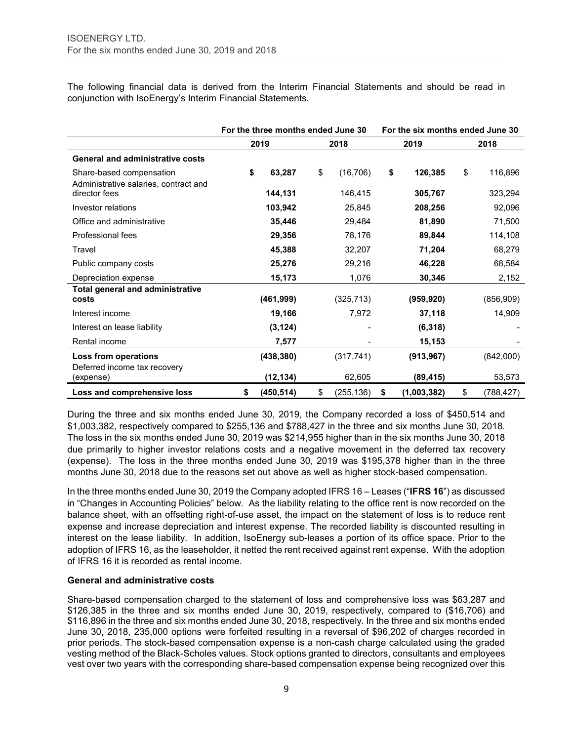The following financial data is derived from the Interim Financial Statements and should be read in conjunction with IsoEnergy's Interim Financial Statements.

| | For the three months ended June 30 | | For the six months ended June 30 | |
|---|---|---|---|---|
| | **2019** | **2018** | **2019** | **2018** |
| **General and administrative costs** | | | | |
| Share-based compensation | **$ 63,287** | $ (16,706) | **$ 126,385** | $ 116,896 |
| Administrative salaries, contract and director fees | **144,131** | 146,415 | **305,767** | 323,294 |
| Investor relations | **103,942** | 25,845 | **208,256** | 92,096 |
| Office and administrative | **35,446** | 29,484 | **81,890** | 71,500 |
| Professional fees | **29,356** | 78,176 | **89,844** | 114,108 |
| Travel | **45,388** | 32,207 | **71,204** | 68,279 |
| Public company costs | **25,276** | 29,216 | **46,228** | 68,584 |
| Depreciation expense | **15,173** | 1,076 | **30,346** | 2,152 |
| **Total general and administrative costs** | **(461,999)** | (325,713) | **(959,920)** | (856,909) |
| Interest income | **19,166** | 7,972 | **37,118** | 14,909 |
| Interest on lease liability | **(3,124)** | - | **(6,318)** | - |
| Rental income | **7,577** | - | **15,153** | - |
| **Loss from operations** | **(438,380)** | (317,741) | **(913,967)** | (842,000) |
| Deferred income tax recovery (expense) | **(12,134)** | 62,605 | **(89,415)** | 53,573 |
| **Loss and comprehensive loss** | **$ (450,514)** | $ (255,136) | **$ (1,003,382)** | $ (788,427) |

During the three and six months ended June 30, 2019, the Company recorded a loss of $450,514 and $1,003,382, respectively compared to $255,136 and $788,427 in the three and six months June 30, 2018. The loss in the six months ended June 30, 2019 was $214,955 higher than in the six months June 30, 2018 due primarily to higher investor relations costs and a negative movement in the deferred tax recovery (expense). The loss in the three months ended June 30, 2019 was $195,378 higher than in the three months June 30, 2018 due to the reasons set out above as well as higher stock-based compensation.

In the three months ended June 30, 2019 the Company adopted IFRS 16 – Leases ("**IFRS 16**") as discussed in "Changes in Accounting Policies" below. As the liability relating to the office rent is now recorded on the balance sheet, with an offsetting right-of-use asset, the impact on the statement of loss is to reduce rent expense and increase depreciation and interest expense. The recorded liability is discounted resulting in interest on the lease liability. In addition, IsoEnergy sub-leases a portion of its office space. Prior to the adoption of IFRS 16, as the leaseholder, it netted the rent received against rent expense. With the adoption of IFRS 16 it is recorded as rental income.

### General and administrative costs

Share-based compensation charged to the statement of loss and comprehensive loss was $63,287 and $126,385 in the three and six months ended June 30, 2019, respectively, compared to ($16,706) and $116,896 in the three and six months ended June 30, 2018, respectively. In the three and six months ended June 30, 2018, 235,000 options were forfeited resulting in a reversal of $96,202 of charges recorded in prior periods. The stock-based compensation expense is a non-cash charge calculated using the graded vesting method of the Black-Scholes values. Stock options granted to directors, consultants and employees vest over two years with the corresponding share-based compensation expense being recognized over this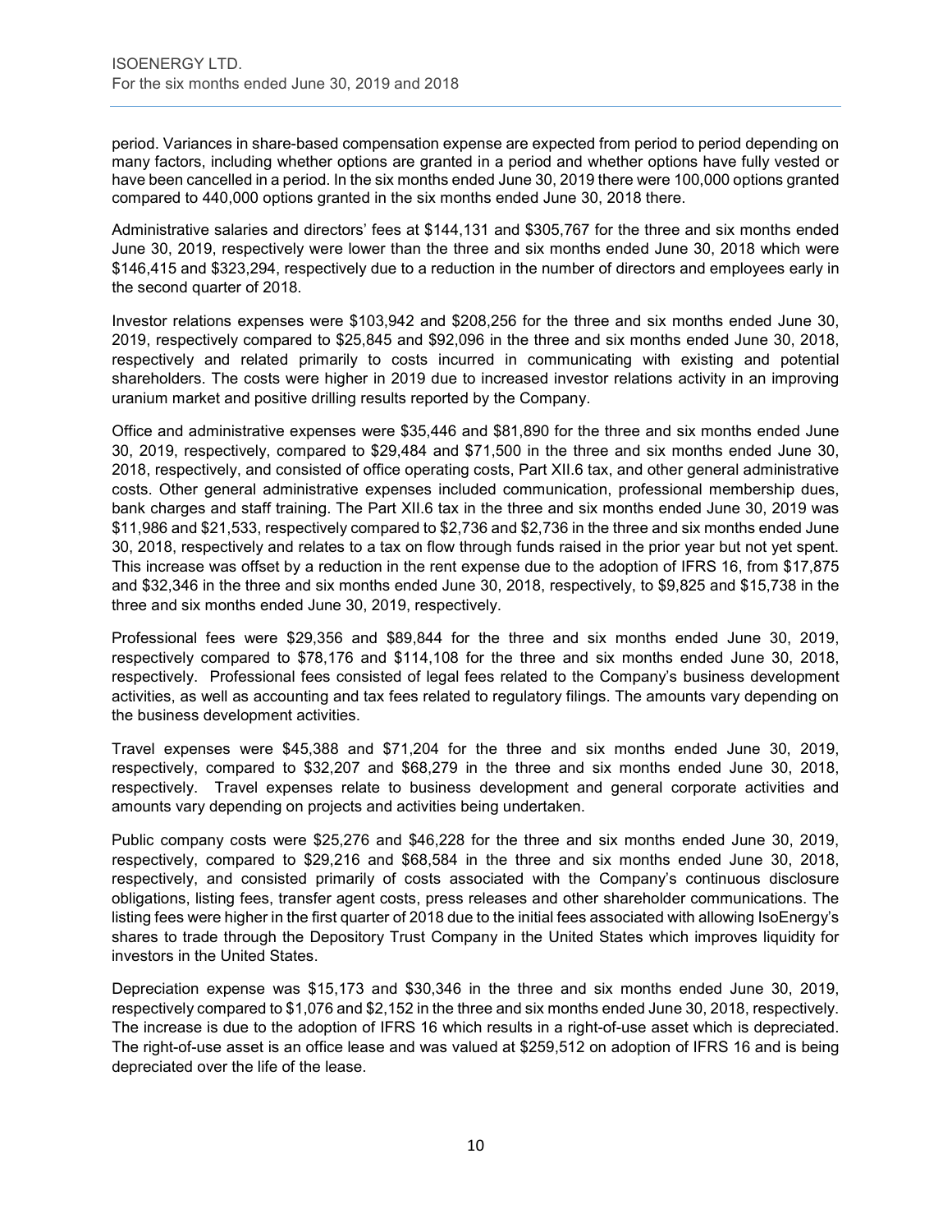period. Variances in share-based compensation expense are expected from period to period depending on many factors, including whether options are granted in a period and whether options have fully vested or have been cancelled in a period. In the six months ended June 30, 2019 there were 100,000 options granted compared to 440,000 options granted in the six months ended June 30, 2018 there.

Administrative salaries and directors' fees at $144,131 and $305,767 for the three and six months ended June 30, 2019, respectively were lower than the three and six months ended June 30, 2018 which were $146,415 and $323,294, respectively due to a reduction in the number of directors and employees early in the second quarter of 2018.

Investor relations expenses were $103,942 and $208,256 for the three and six months ended June 30, 2019, respectively compared to $25,845 and $92,096 in the three and six months ended June 30, 2018, respectively and related primarily to costs incurred in communicating with existing and potential shareholders. The costs were higher in 2019 due to increased investor relations activity in an improving uranium market and positive drilling results reported by the Company.

Office and administrative expenses were $35,446 and $81,890 for the three and six months ended June 30, 2019, respectively, compared to $29,484 and $71,500 in the three and six months ended June 30, 2018, respectively, and consisted of office operating costs, Part XII.6 tax, and other general administrative costs. Other general administrative expenses included communication, professional membership dues, bank charges and staff training. The Part XII.6 tax in the three and six months ended June 30, 2019 was $11,986 and $21,533, respectively compared to $2,736 and $2,736 in the three and six months ended June 30, 2018, respectively and relates to a tax on flow through funds raised in the prior year but not yet spent. This increase was offset by a reduction in the rent expense due to the adoption of IFRS 16, from $17,875 and $32,346 in the three and six months ended June 30, 2018, respectively, to $9,825 and $15,738 in the three and six months ended June 30, 2019, respectively.

Professional fees were $29,356 and $89,844 for the three and six months ended June 30, 2019, respectively compared to $78,176 and $114,108 for the three and six months ended June 30, 2018, respectively. Professional fees consisted of legal fees related to the Company's business development activities, as well as accounting and tax fees related to regulatory filings. The amounts vary depending on the business development activities.

Travel expenses were $45,388 and $71,204 for the three and six months ended June 30, 2019, respectively, compared to $32,207 and $68,279 in the three and six months ended June 30, 2018, respectively. Travel expenses relate to business development and general corporate activities and amounts vary depending on projects and activities being undertaken.

Public company costs were $25,276 and $46,228 for the three and six months ended June 30, 2019, respectively, compared to $29,216 and $68,584 in the three and six months ended June 30, 2018, respectively, and consisted primarily of costs associated with the Company's continuous disclosure obligations, listing fees, transfer agent costs, press releases and other shareholder communications. The listing fees were higher in the first quarter of 2018 due to the initial fees associated with allowing IsoEnergy's shares to trade through the Depository Trust Company in the United States which improves liquidity for investors in the United States.

Depreciation expense was $15,173 and $30,346 in the three and six months ended June 30, 2019, respectively compared to $1,076 and $2,152 in the three and six months ended June 30, 2018, respectively. The increase is due to the adoption of IFRS 16 which results in a right-of-use asset which is depreciated. The right-of-use asset is an office lease and was valued at $259,512 on adoption of IFRS 16 and is being depreciated over the life of the lease.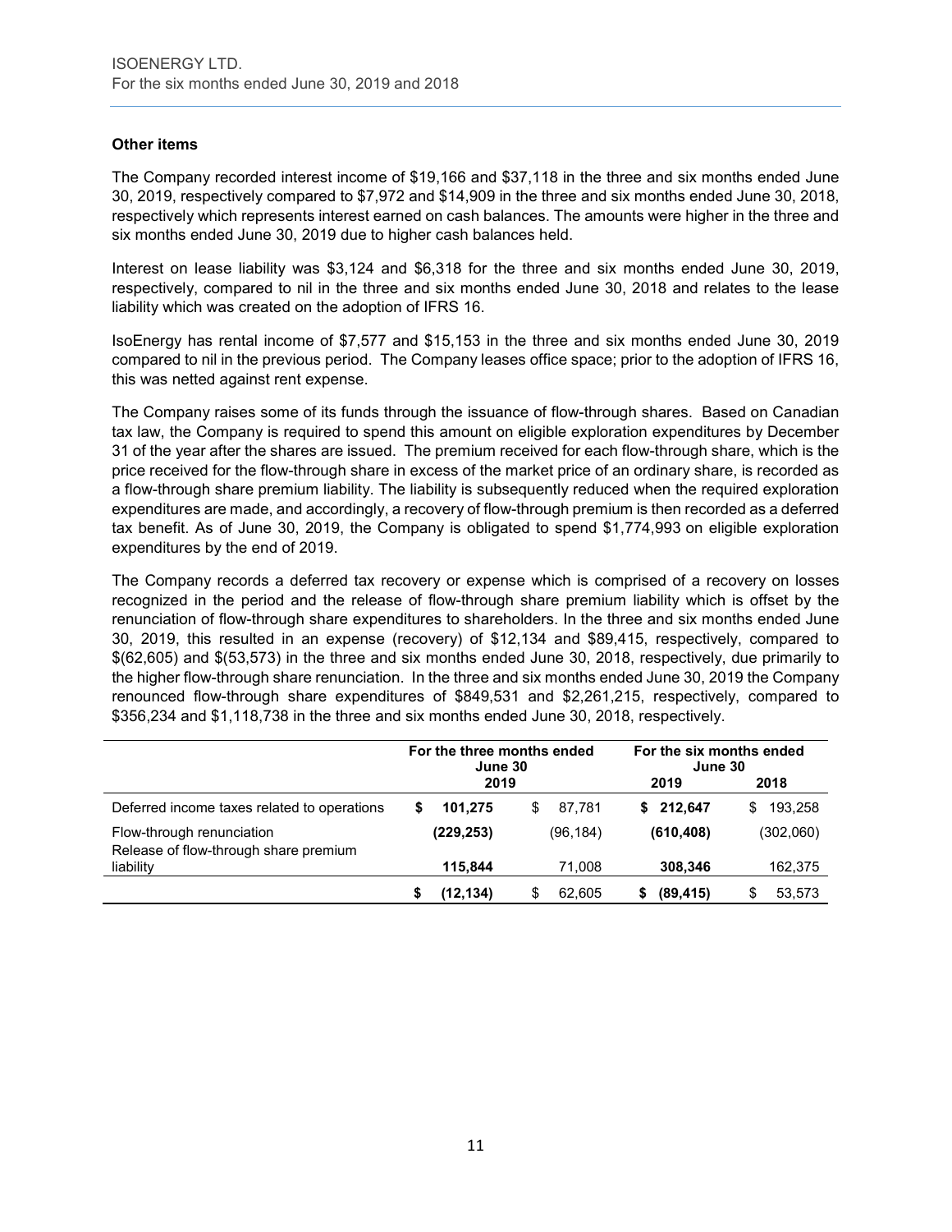### Other items

The Company recorded interest income of $19,166 and $37,118 in the three and six months ended June 30, 2019, respectively compared to $7,972 and $14,909 in the three and six months ended June 30, 2018, respectively which represents interest earned on cash balances. The amounts were higher in the three and six months ended June 30, 2019 due to higher cash balances held.

Interest on lease liability was $3,124 and $6,318 for the three and six months ended June 30, 2019, respectively, compared to nil in the three and six months ended June 30, 2018 and relates to the lease liability which was created on the adoption of IFRS 16.

IsoEnergy has rental income of $7,577 and $15,153 in the three and six months ended June 30, 2019 compared to nil in the previous period. The Company leases office space; prior to the adoption of IFRS 16, this was netted against rent expense.

The Company raises some of its funds through the issuance of flow-through shares. Based on Canadian tax law, the Company is required to spend this amount on eligible exploration expenditures by December 31 of the year after the shares are issued. The premium received for each flow-through share, which is the price received for the flow-through share in excess of the market price of an ordinary share, is recorded as a flow-through share premium liability. The liability is subsequently reduced when the required exploration expenditures are made, and accordingly, a recovery of flow-through premium is then recorded as a deferred tax benefit. As of June 30, 2019, the Company is obligated to spend $1,774,993 on eligible exploration expenditures by the end of 2019.

The Company records a deferred tax recovery or expense which is comprised of a recovery on losses recognized in the period and the release of flow-through share premium liability which is offset by the renunciation of flow-through share expenditures to shareholders. In the three and six months ended June 30, 2019, this resulted in an expense (recovery) of $12,134 and $89,415, respectively, compared to $(62,605) and $(53,573) in the three and six months ended June 30, 2018, respectively, due primarily to the higher flow-through share renunciation. In the three and six months ended June 30, 2019 the Company renounced flow-through share expenditures of $849,531 and $2,261,215, respectively, compared to $356,234 and $1,118,738 in the three and six months ended June 30, 2018, respectively.

| | For the three months ended June 30 | | For the six months ended June 30 | |
|---|---|---|---|---|
| | 2019 | | 2019 | 2018 |
| Deferred income taxes related to operations | **$ 101,275** | $ 87,781 | **$ 212,647** | $ 193,258 |
| Flow-through renunciation | **(229,253)** | (96,184) | **(610,408)** | (302,060) |
| Release of flow-through share premium liability | **115,844** | 71,008 | **308,346** | 162,375 |
| | **$ (12,134)** | $ 62,605 | **$ (89,415)** | $ 53,573 |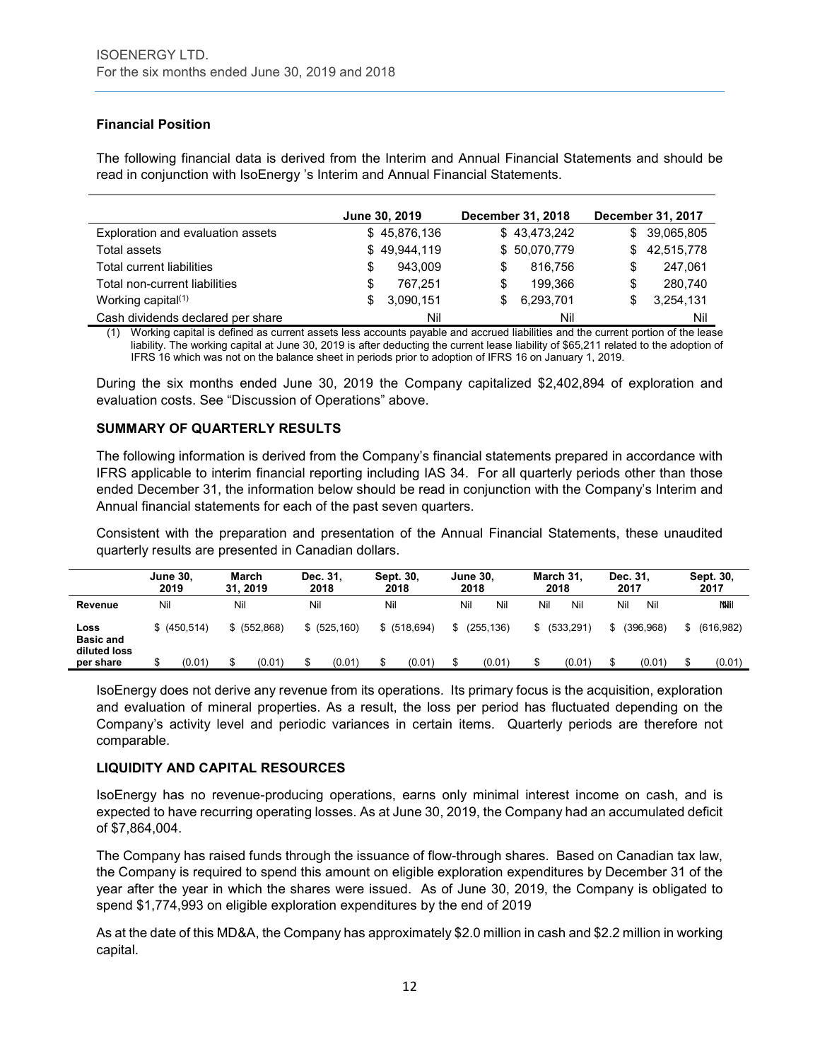### Financial Position

The following financial data is derived from the Interim and Annual Financial Statements and should be read in conjunction with IsoEnergy 's Interim and Annual Financial Statements.

| | June 30, 2019 | December 31, 2018 | December 31, 2017 |
|---|---|---|---|
| Exploration and evaluation assets | $ 45,876,136 | $ 43,473,242 | $ 39,065,805 |
| Total assets | $ 49,944,119 | $ 50,070,779 | $ 42,515,778 |
| Total current liabilities | $ 943,009 | $ 816,756 | $ 247,061 |
| Total non-current liabilities | $ 767,251 | $ 199,366 | $ 280,740 |
| Working capital[(1)] | $ 3,090,151 | $ 6,293,701 | $ 3,254,131 |
| Cash dividends declared per share | Nil | Nil | Nil |

(1) Working capital is defined as current assets less accounts payable and accrued liabilities and the current portion of the lease liability. The working capital at June 30, 2019 is after deducting the current lease liability of $65,211 related to the adoption of IFRS 16 which was not on the balance sheet in periods prior to adoption of IFRS 16 on January 1, 2019.

During the six months ended June 30, 2019 the Company capitalized $2,402,894 of exploration and evaluation costs. See "Discussion of Operations" above.

### SUMMARY OF QUARTERLY RESULTS

The following information is derived from the Company's financial statements prepared in accordance with IFRS applicable to interim financial reporting including IAS 34. For all quarterly periods other than those ended December 31, the information below should be read in conjunction with the Company's Interim and Annual financial statements for each of the past seven quarters.

Consistent with the preparation and presentation of the Annual Financial Statements, these unaudited quarterly results are presented in Canadian dollars.

| | June 30, 2019 | March 31, 2019 | Dec. 31, 2018 | Sept. 30, 2018 | June 30, 2018 | March 31, 2018 | Dec. 31, 2017 | Sept. 30, 2017 |
|---|---|---|---|---|---|---|---|---|
| Revenue | Nil | Nil | Nil | Nil | Nil | Nil | Nil | Nil |
| Loss | $ (450,514) | $ (552,868) | $ (525,160) | $ (518,694) | $ (255,136) | $ (533,291) | $ (396,968) | $ (616,982) |
| Basic and diluted loss per share | $ (0.01) | $ (0.01) | $ (0.01) | $ (0.01) | $ (0.01) | $ (0.01) | $ (0.01) | $ (0.01) |

IsoEnergy does not derive any revenue from its operations. Its primary focus is the acquisition, exploration and evaluation of mineral properties. As a result, the loss per period has fluctuated depending on the Company's activity level and periodic variances in certain items. Quarterly periods are therefore not comparable.

### LIQUIDITY AND CAPITAL RESOURCES

IsoEnergy has no revenue-producing operations, earns only minimal interest income on cash, and is expected to have recurring operating losses. As at June 30, 2019, the Company had an accumulated deficit of $7,864,004.

The Company has raised funds through the issuance of flow-through shares. Based on Canadian tax law, the Company is required to spend this amount on eligible exploration expenditures by December 31 of the year after the year in which the shares were issued. As of June 30, 2019, the Company is obligated to spend $1,774,993 on eligible exploration expenditures by the end of 2019

As at the date of this MD&A, the Company has approximately $2.0 million in cash and $2.2 million in working capital.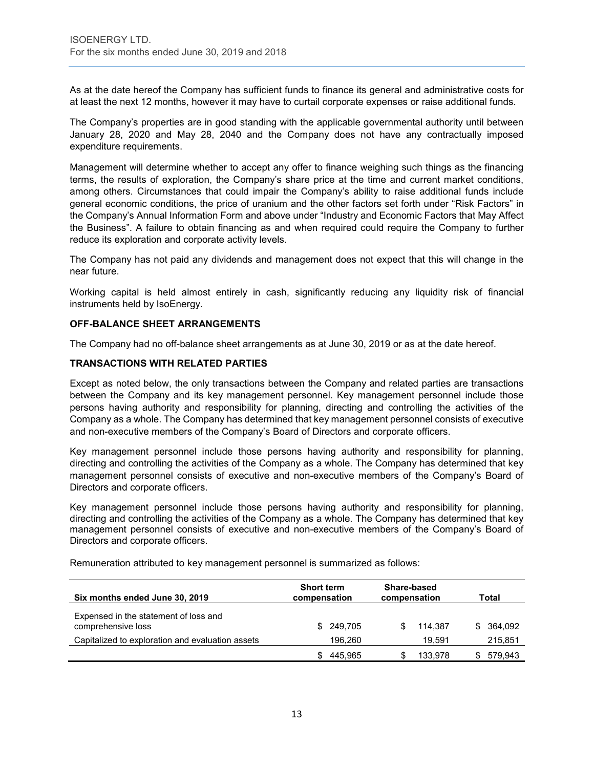As at the date hereof the Company has sufficient funds to finance its general and administrative costs for at least the next 12 months, however it may have to curtail corporate expenses or raise additional funds.

The Company's properties are in good standing with the applicable governmental authority until between January 28, 2020 and May 28, 2040 and the Company does not have any contractually imposed expenditure requirements.

Management will determine whether to accept any offer to finance weighing such things as the financing terms, the results of exploration, the Company's share price at the time and current market conditions, among others. Circumstances that could impair the Company's ability to raise additional funds include general economic conditions, the price of uranium and the other factors set forth under "Risk Factors" in the Company's Annual Information Form and above under "Industry and Economic Factors that May Affect the Business". A failure to obtain financing as and when required could require the Company to further reduce its exploration and corporate activity levels.

The Company has not paid any dividends and management does not expect that this will change in the near future.

Working capital is held almost entirely in cash, significantly reducing any liquidity risk of financial instruments held by IsoEnergy.

## OFF-BALANCE SHEET ARRANGEMENTS

The Company had no off-balance sheet arrangements as at June 30, 2019 or as at the date hereof.

## TRANSACTIONS WITH RELATED PARTIES

Except as noted below, the only transactions between the Company and related parties are transactions between the Company and its key management personnel. Key management personnel include those persons having authority and responsibility for planning, directing and controlling the activities of the Company as a whole. The Company has determined that key management personnel consists of executive and non-executive members of the Company's Board of Directors and corporate officers.

Key management personnel include those persons having authority and responsibility for planning, directing and controlling the activities of the Company as a whole. The Company has determined that key management personnel consists of executive and non-executive members of the Company's Board of Directors and corporate officers.

Key management personnel include those persons having authority and responsibility for planning, directing and controlling the activities of the Company as a whole. The Company has determined that key management personnel consists of executive and non-executive members of the Company's Board of Directors and corporate officers.

Remuneration attributed to key management personnel is summarized as follows:

| Six months ended June 30, 2019 | Short term compensation | Share-based compensation | Total |
|---|---|---|---|
| Expensed in the statement of loss and comprehensive loss | $ 249,705 | $ 114,387 | $ 364,092 |
| Capitalized to exploration and evaluation assets | 196,260 | 19,591 | 215,851 |
| | $ 445,965 | $ 133,978 | $ 579,943 |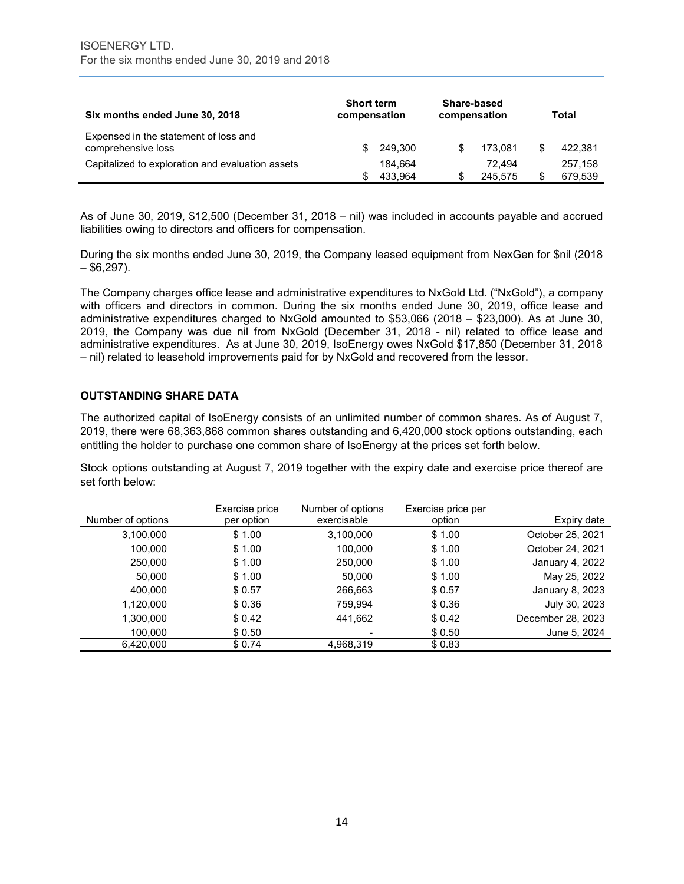| Six months ended June 30, 2018 | Short term compensation | Share-based compensation | Total |
|---|---|---|---|
| Expensed in the statement of loss and comprehensive loss | $ 249,300 | $ 173,081 | $ 422,381 |
| Capitalized to exploration and evaluation assets | 184,664 | 72,494 | 257,158 |
| | $ 433,964 | $ 245,575 | $ 679,539 |

As of June 30, 2019, $12,500 (December 31, 2018 – nil) was included in accounts payable and accrued liabilities owing to directors and officers for compensation.

During the six months ended June 30, 2019, the Company leased equipment from NexGen for $nil (2018 – $6,297).

The Company charges office lease and administrative expenditures to NxGold Ltd. ("NxGold"), a company with officers and directors in common. During the six months ended June 30, 2019, office lease and administrative expenditures charged to NxGold amounted to $53,066 (2018 – $23,000). As at June 30, 2019, the Company was due nil from NxGold (December 31, 2018 - nil) related to office lease and administrative expenditures. As at June 30, 2019, IsoEnergy owes NxGold $17,850 (December 31, 2018 – nil) related to leasehold improvements paid for by NxGold and recovered from the lessor.

## OUTSTANDING SHARE DATA

The authorized capital of IsoEnergy consists of an unlimited number of common shares. As of August 7, 2019, there were 68,363,868 common shares outstanding and 6,420,000 stock options outstanding, each entitling the holder to purchase one common share of IsoEnergy at the prices set forth below.

Stock options outstanding at August 7, 2019 together with the expiry date and exercise price thereof are set forth below:

| Number of options | Exercise price per option | Number of options exercisable | Exercise price per option | Expiry date |
|---|---|---|---|---|
| 3,100,000 | $ 1.00 | 3,100,000 | $ 1.00 | October 25, 2021 |
| 100,000 | $ 1.00 | 100,000 | $ 1.00 | October 24, 2021 |
| 250,000 | $ 1.00 | 250,000 | $ 1.00 | January 4, 2022 |
| 50,000 | $ 1.00 | 50,000 | $ 1.00 | May 25, 2022 |
| 400,000 | $ 0.57 | 266,663 | $ 0.57 | January 8, 2023 |
| 1,120,000 | $ 0.36 | 759,994 | $ 0.36 | July 30, 2023 |
| 1,300,000 | $ 0.42 | 441,662 | $ 0.42 | December 28, 2023 |
| 100,000 | $ 0.50 | - | $ 0.50 | June 5, 2024 |
| 6,420,000 | $ 0.74 | 4,968,319 | $ 0.83 | |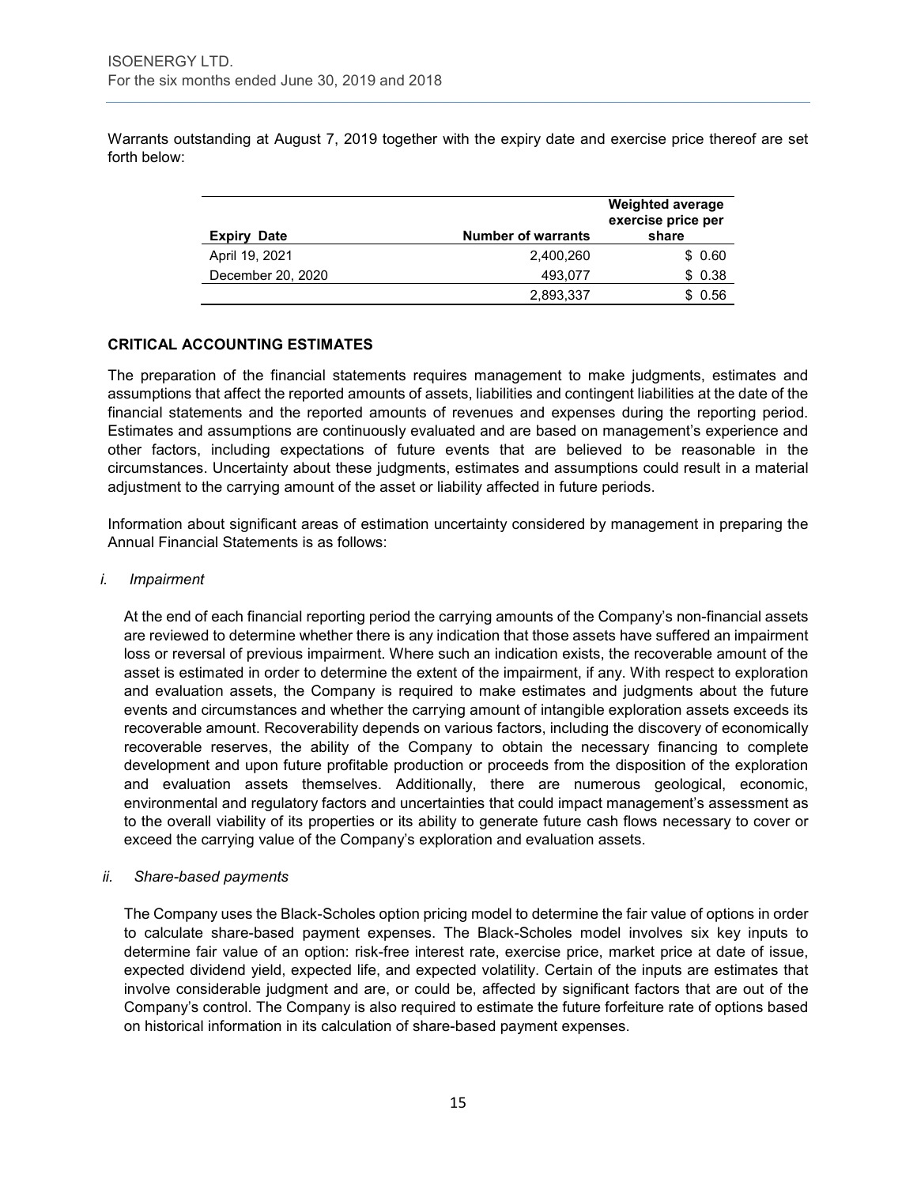Warrants outstanding at August 7, 2019 together with the expiry date and exercise price thereof are set forth below:

| Expiry Date | Number of warrants | Weighted average exercise price per share |
|---|---|---|
| April 19, 2021 | 2,400,260 | $ 0.60 |
| December 20, 2020 | 493,077 | $ 0.38 |
| | 2,893,337 | $ 0.56 |

## CRITICAL ACCOUNTING ESTIMATES

The preparation of the financial statements requires management to make judgments, estimates and assumptions that affect the reported amounts of assets, liabilities and contingent liabilities at the date of the financial statements and the reported amounts of revenues and expenses during the reporting period. Estimates and assumptions are continuously evaluated and are based on management's experience and other factors, including expectations of future events that are believed to be reasonable in the circumstances. Uncertainty about these judgments, estimates and assumptions could result in a material adjustment to the carrying amount of the asset or liability affected in future periods.

Information about significant areas of estimation uncertainty considered by management in preparing the Annual Financial Statements is as follows:

*i. Impairment*

At the end of each financial reporting period the carrying amounts of the Company's non-financial assets are reviewed to determine whether there is any indication that those assets have suffered an impairment loss or reversal of previous impairment. Where such an indication exists, the recoverable amount of the asset is estimated in order to determine the extent of the impairment, if any. With respect to exploration and evaluation assets, the Company is required to make estimates and judgments about the future events and circumstances and whether the carrying amount of intangible exploration assets exceeds its recoverable amount. Recoverability depends on various factors, including the discovery of economically recoverable reserves, the ability of the Company to obtain the necessary financing to complete development and upon future profitable production or proceeds from the disposition of the exploration and evaluation assets themselves. Additionally, there are numerous geological, economic, environmental and regulatory factors and uncertainties that could impact management's assessment as to the overall viability of its properties or its ability to generate future cash flows necessary to cover or exceed the carrying value of the Company's exploration and evaluation assets.

*ii. Share-based payments*

The Company uses the Black-Scholes option pricing model to determine the fair value of options in order to calculate share-based payment expenses. The Black-Scholes model involves six key inputs to determine fair value of an option: risk-free interest rate, exercise price, market price at date of issue, expected dividend yield, expected life, and expected volatility. Certain of the inputs are estimates that involve considerable judgment and are, or could be, affected by significant factors that are out of the Company's control. The Company is also required to estimate the future forfeiture rate of options based on historical information in its calculation of share-based payment expenses.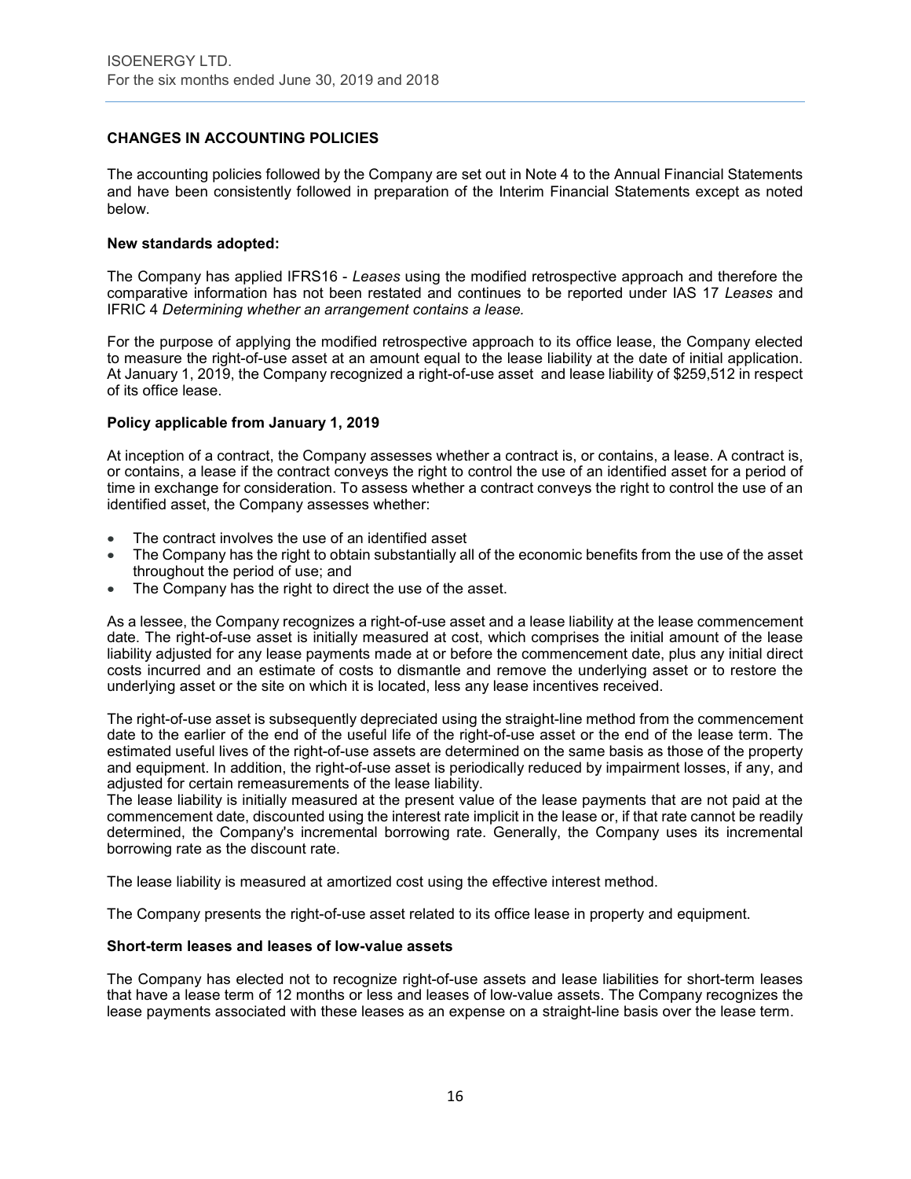## CHANGES IN ACCOUNTING POLICIES

The accounting policies followed by the Company are set out in Note 4 to the Annual Financial Statements and have been consistently followed in preparation of the Interim Financial Statements except as noted below.

### New standards adopted:

The Company has applied IFRS16 - *Leases* using the modified retrospective approach and therefore the comparative information has not been restated and continues to be reported under IAS 17 *Leases* and IFRIC 4 *Determining whether an arrangement contains a lease.*

For the purpose of applying the modified retrospective approach to its office lease, the Company elected to measure the right-of-use asset at an amount equal to the lease liability at the date of initial application. At January 1, 2019, the Company recognized a right-of-use asset and lease liability of $259,512 in respect of its office lease.

### Policy applicable from January 1, 2019

At inception of a contract, the Company assesses whether a contract is, or contains, a lease. A contract is, or contains, a lease if the contract conveys the right to control the use of an identified asset for a period of time in exchange for consideration. To assess whether a contract conveys the right to control the use of an identified asset, the Company assesses whether:

- The contract involves the use of an identified asset
- The Company has the right to obtain substantially all of the economic benefits from the use of the asset throughout the period of use; and
- The Company has the right to direct the use of the asset.

As a lessee, the Company recognizes a right-of-use asset and a lease liability at the lease commencement date. The right-of-use asset is initially measured at cost, which comprises the initial amount of the lease liability adjusted for any lease payments made at or before the commencement date, plus any initial direct costs incurred and an estimate of costs to dismantle and remove the underlying asset or to restore the underlying asset or the site on which it is located, less any lease incentives received.

The right-of-use asset is subsequently depreciated using the straight-line method from the commencement date to the earlier of the end of the useful life of the right-of-use asset or the end of the lease term. The estimated useful lives of the right-of-use assets are determined on the same basis as those of the property and equipment. In addition, the right-of-use asset is periodically reduced by impairment losses, if any, and adjusted for certain remeasurements of the lease liability.
The lease liability is initially measured at the present value of the lease payments that are not paid at the commencement date, discounted using the interest rate implicit in the lease or, if that rate cannot be readily determined, the Company's incremental borrowing rate. Generally, the Company uses its incremental borrowing rate as the discount rate.

The lease liability is measured at amortized cost using the effective interest method.

The Company presents the right-of-use asset related to its office lease in property and equipment.

### Short-term leases and leases of low-value assets

The Company has elected not to recognize right-of-use assets and lease liabilities for short-term leases that have a lease term of 12 months or less and leases of low-value assets. The Company recognizes the lease payments associated with these leases as an expense on a straight-line basis over the lease term.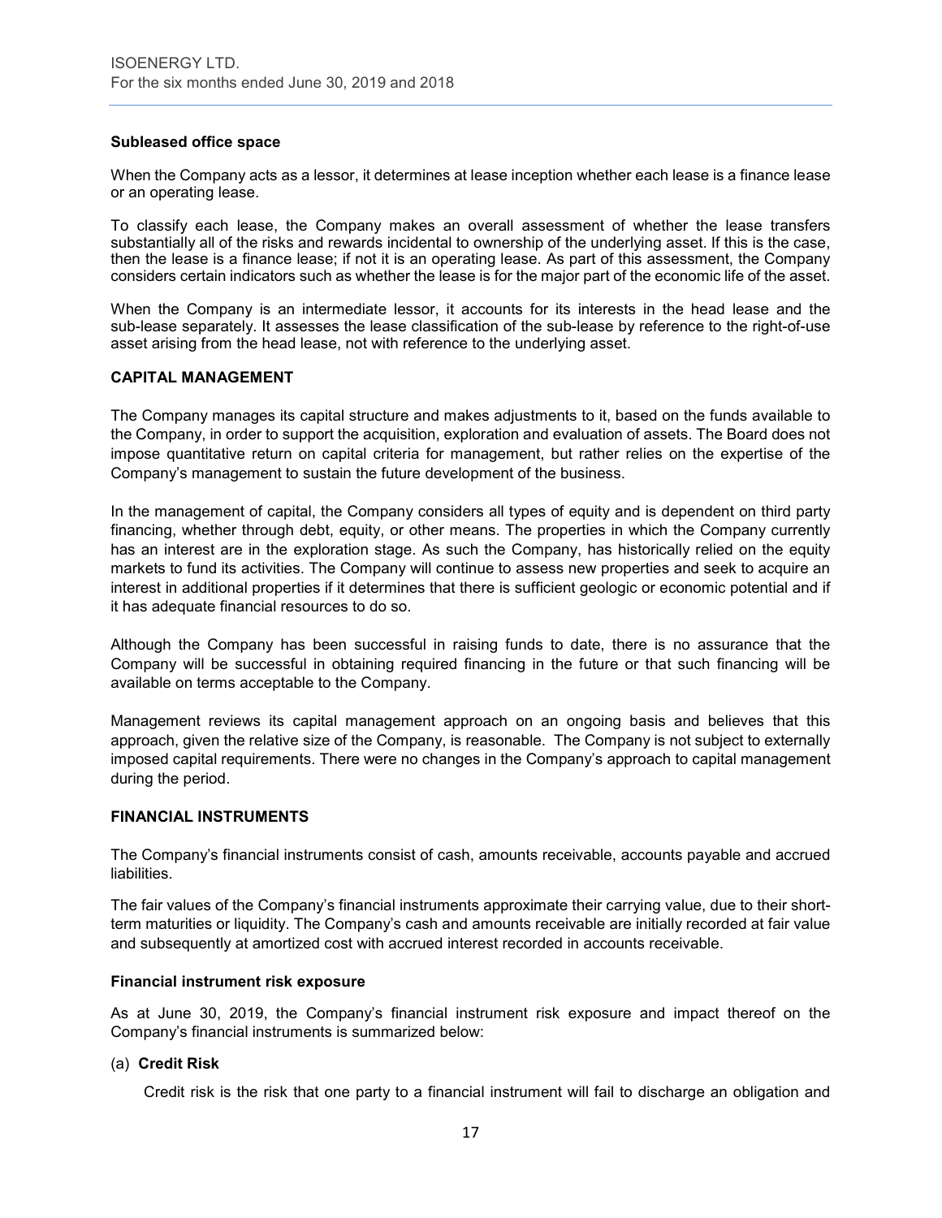### Subleased office space

When the Company acts as a lessor, it determines at lease inception whether each lease is a finance lease or an operating lease.

To classify each lease, the Company makes an overall assessment of whether the lease transfers substantially all of the risks and rewards incidental to ownership of the underlying asset. If this is the case, then the lease is a finance lease; if not it is an operating lease. As part of this assessment, the Company considers certain indicators such as whether the lease is for the major part of the economic life of the asset.

When the Company is an intermediate lessor, it accounts for its interests in the head lease and the sub-lease separately. It assesses the lease classification of the sub-lease by reference to the right-of-use asset arising from the head lease, not with reference to the underlying asset.

## CAPITAL MANAGEMENT

The Company manages its capital structure and makes adjustments to it, based on the funds available to the Company, in order to support the acquisition, exploration and evaluation of assets. The Board does not impose quantitative return on capital criteria for management, but rather relies on the expertise of the Company's management to sustain the future development of the business.

In the management of capital, the Company considers all types of equity and is dependent on third party financing, whether through debt, equity, or other means. The properties in which the Company currently has an interest are in the exploration stage. As such the Company, has historically relied on the equity markets to fund its activities. The Company will continue to assess new properties and seek to acquire an interest in additional properties if it determines that there is sufficient geologic or economic potential and if it has adequate financial resources to do so.

Although the Company has been successful in raising funds to date, there is no assurance that the Company will be successful in obtaining required financing in the future or that such financing will be available on terms acceptable to the Company.

Management reviews its capital management approach on an ongoing basis and believes that this approach, given the relative size of the Company, is reasonable. The Company is not subject to externally imposed capital requirements. There were no changes in the Company's approach to capital management during the period.

## FINANCIAL INSTRUMENTS

The Company's financial instruments consist of cash, amounts receivable, accounts payable and accrued liabilities.

The fair values of the Company's financial instruments approximate their carrying value, due to their short-term maturities or liquidity. The Company's cash and amounts receivable are initially recorded at fair value and subsequently at amortized cost with accrued interest recorded in accounts receivable.

### Financial instrument risk exposure

As at June 30, 2019, the Company's financial instrument risk exposure and impact thereof on the Company's financial instruments is summarized below:

(a) **Credit Risk**

Credit risk is the risk that one party to a financial instrument will fail to discharge an obligation and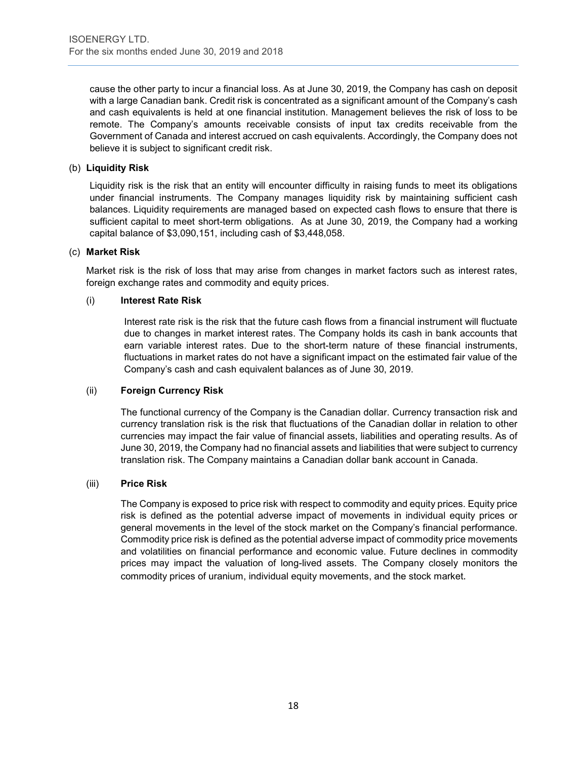cause the other party to incur a financial loss. As at June 30, 2019, the Company has cash on deposit with a large Canadian bank. Credit risk is concentrated as a significant amount of the Company's cash and cash equivalents is held at one financial institution. Management believes the risk of loss to be remote. The Company's amounts receivable consists of input tax credits receivable from the Government of Canada and interest accrued on cash equivalents. Accordingly, the Company does not believe it is subject to significant credit risk.

(b) **Liquidity Risk**

Liquidity risk is the risk that an entity will encounter difficulty in raising funds to meet its obligations under financial instruments. The Company manages liquidity risk by maintaining sufficient cash balances. Liquidity requirements are managed based on expected cash flows to ensure that there is sufficient capital to meet short-term obligations. As at June 30, 2019, the Company had a working capital balance of $3,090,151, including cash of $3,448,058.

(c) **Market Risk**

Market risk is the risk of loss that may arise from changes in market factors such as interest rates, foreign exchange rates and commodity and equity prices.

(i) **Interest Rate Risk**

Interest rate risk is the risk that the future cash flows from a financial instrument will fluctuate due to changes in market interest rates. The Company holds its cash in bank accounts that earn variable interest rates. Due to the short-term nature of these financial instruments, fluctuations in market rates do not have a significant impact on the estimated fair value of the Company's cash and cash equivalent balances as of June 30, 2019.

(ii) **Foreign Currency Risk**

The functional currency of the Company is the Canadian dollar. Currency transaction risk and currency translation risk is the risk that fluctuations of the Canadian dollar in relation to other currencies may impact the fair value of financial assets, liabilities and operating results. As of June 30, 2019, the Company had no financial assets and liabilities that were subject to currency translation risk. The Company maintains a Canadian dollar bank account in Canada.

(iii) **Price Risk**

The Company is exposed to price risk with respect to commodity and equity prices. Equity price risk is defined as the potential adverse impact of movements in individual equity prices or general movements in the level of the stock market on the Company's financial performance. Commodity price risk is defined as the potential adverse impact of commodity price movements and volatilities on financial performance and economic value. Future declines in commodity prices may impact the valuation of long-lived assets. The Company closely monitors the commodity prices of uranium, individual equity movements, and the stock market.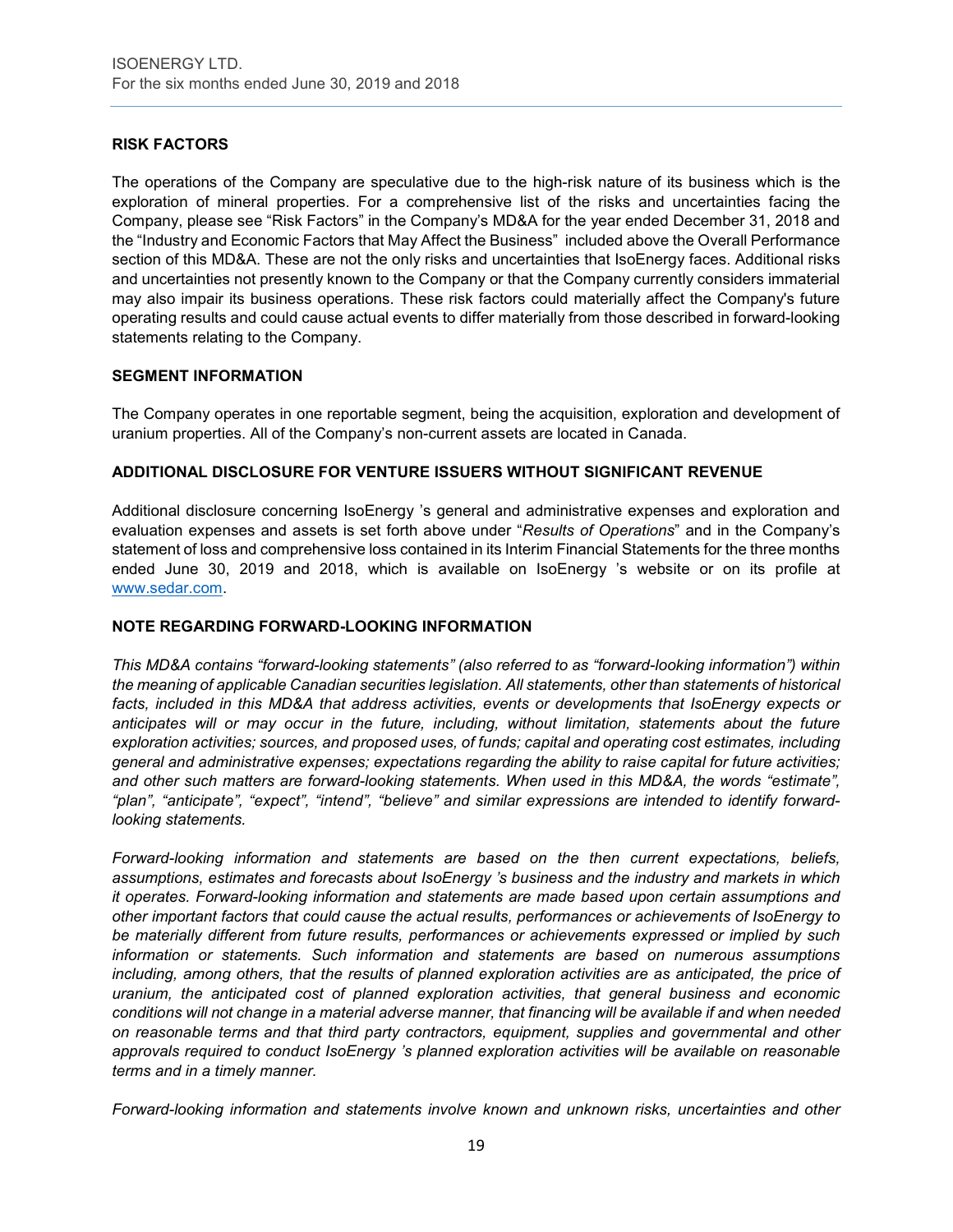## RISK FACTORS

The operations of the Company are speculative due to the high-risk nature of its business which is the exploration of mineral properties. For a comprehensive list of the risks and uncertainties facing the Company, please see "Risk Factors" in the Company's MD&A for the year ended December 31, 2018 and the "Industry and Economic Factors that May Affect the Business" included above the Overall Performance section of this MD&A. These are not the only risks and uncertainties that IsoEnergy faces. Additional risks and uncertainties not presently known to the Company or that the Company currently considers immaterial may also impair its business operations. These risk factors could materially affect the Company's future operating results and could cause actual events to differ materially from those described in forward-looking statements relating to the Company.

## SEGMENT INFORMATION

The Company operates in one reportable segment, being the acquisition, exploration and development of uranium properties. All of the Company's non-current assets are located in Canada.

## ADDITIONAL DISCLOSURE FOR VENTURE ISSUERS WITHOUT SIGNIFICANT REVENUE

Additional disclosure concerning IsoEnergy 's general and administrative expenses and exploration and evaluation expenses and assets is set forth above under "*Results of Operations*" and in the Company's statement of loss and comprehensive loss contained in its Interim Financial Statements for the three months ended June 30, 2019 and 2018, which is available on IsoEnergy 's website or on its profile at www.sedar.com.

## NOTE REGARDING FORWARD-LOOKING INFORMATION

*This MD&A contains "forward-looking statements" (also referred to as "forward-looking information") within the meaning of applicable Canadian securities legislation. All statements, other than statements of historical facts, included in this MD&A that address activities, events or developments that IsoEnergy expects or anticipates will or may occur in the future, including, without limitation, statements about the future exploration activities; sources, and proposed uses, of funds; capital and operating cost estimates, including general and administrative expenses; expectations regarding the ability to raise capital for future activities; and other such matters are forward-looking statements. When used in this MD&A, the words "estimate", "plan", "anticipate", "expect", "intend", "believe" and similar expressions are intended to identify forward-looking statements.*

*Forward-looking information and statements are based on the then current expectations, beliefs, assumptions, estimates and forecasts about IsoEnergy 's business and the industry and markets in which it operates. Forward-looking information and statements are made based upon certain assumptions and other important factors that could cause the actual results, performances or achievements of IsoEnergy to be materially different from future results, performances or achievements expressed or implied by such information or statements. Such information and statements are based on numerous assumptions including, among others, that the results of planned exploration activities are as anticipated, the price of uranium, the anticipated cost of planned exploration activities, that general business and economic conditions will not change in a material adverse manner, that financing will be available if and when needed on reasonable terms and that third party contractors, equipment, supplies and governmental and other approvals required to conduct IsoEnergy 's planned exploration activities will be available on reasonable terms and in a timely manner.*

*Forward-looking information and statements involve known and unknown risks, uncertainties and other*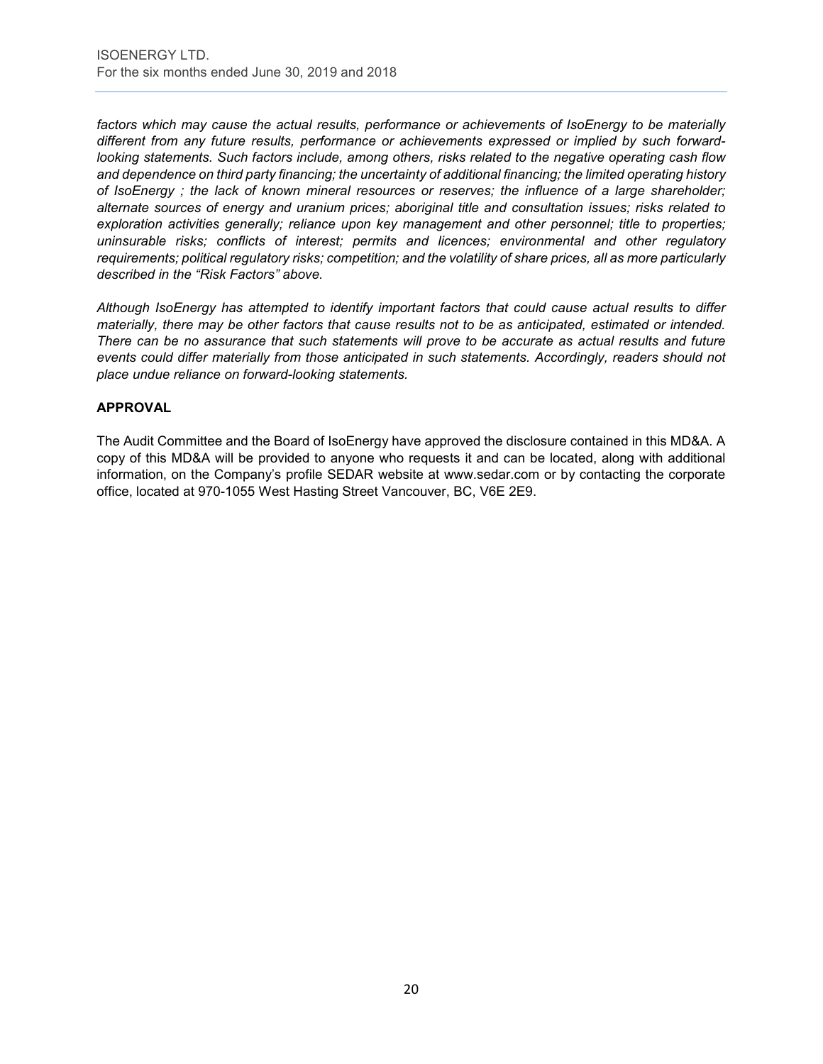*factors which may cause the actual results, performance or achievements of IsoEnergy to be materially different from any future results, performance or achievements expressed or implied by such forward-looking statements. Such factors include, among others, risks related to the negative operating cash flow and dependence on third party financing; the uncertainty of additional financing; the limited operating history of IsoEnergy ; the lack of known mineral resources or reserves; the influence of a large shareholder; alternate sources of energy and uranium prices; aboriginal title and consultation issues; risks related to exploration activities generally; reliance upon key management and other personnel; title to properties; uninsurable risks; conflicts of interest; permits and licences; environmental and other regulatory requirements; political regulatory risks; competition; and the volatility of share prices, all as more particularly described in the "Risk Factors" above.*

*Although IsoEnergy has attempted to identify important factors that could cause actual results to differ materially, there may be other factors that cause results not to be as anticipated, estimated or intended. There can be no assurance that such statements will prove to be accurate as actual results and future events could differ materially from those anticipated in such statements. Accordingly, readers should not place undue reliance on forward-looking statements.*

## APPROVAL

The Audit Committee and the Board of IsoEnergy have approved the disclosure contained in this MD&A. A copy of this MD&A will be provided to anyone who requests it and can be located, along with additional information, on the Company's profile SEDAR website at www.sedar.com or by contacting the corporate office, located at 970-1055 West Hasting Street Vancouver, BC, V6E 2E9.